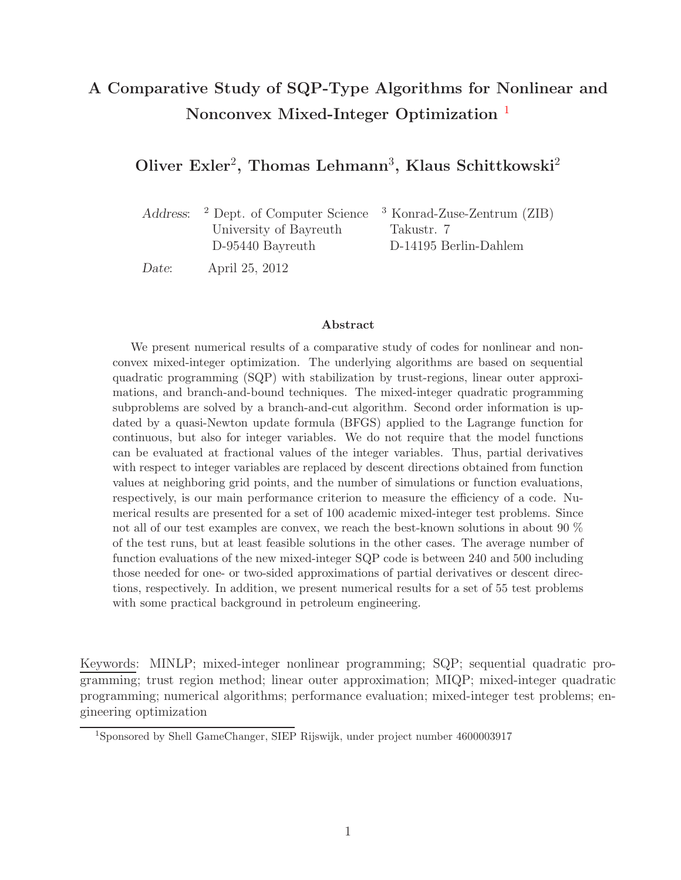# A Comparative Study of SQP-Type Algorithms for Nonlinear and Nonconvex Mixed-Integer Optimization [1]

**Oliver Exler[2], Thomas Lehmann[3], Klaus Schittkowski[2]**

*Address*: [2] Dept. of Computer Science, University of Bayreuth, D-95440 Bayreuth
[3] Konrad-Zuse-Zentrum (ZIB), Takustr. 7, D-14195 Berlin-Dahlem

*Date*: April 25, 2012

### Abstract

We present numerical results of a comparative study of codes for nonlinear and nonconvex mixed-integer optimization. The underlying algorithms are based on sequential quadratic programming (SQP) with stabilization by trust-regions, linear outer approximations, and branch-and-bound techniques. The mixed-integer quadratic programming subproblems are solved by a branch-and-cut algorithm. Second order information is updated by a quasi-Newton update formula (BFGS) applied to the Lagrange function for continuous, but also for integer variables. We do not require that the model functions can be evaluated at fractional values of the integer variables. Thus, partial derivatives with respect to integer variables are replaced by descent directions obtained from function values at neighboring grid points, and the number of simulations or function evaluations, respectively, is our main performance criterion to measure the efficiency of a code. Numerical results are presented for a set of 100 academic mixed-integer test problems. Since not all of our test examples are convex, we reach the best-known solutions in about 90 % of the test runs, but at least feasible solutions in the other cases. The average number of function evaluations of the new mixed-integer SQP code is between 240 and 500 including those needed for one- or two-sided approximations of partial derivatives or descent directions, respectively. In addition, we present numerical results for a set of 55 test problems with some practical background in petroleum engineering.

Keywords: MINLP; mixed-integer nonlinear programming; SQP; sequential quadratic programming; trust region method; linear outer approximation; MIQP; mixed-integer quadratic programming; numerical algorithms; performance evaluation; mixed-integer test problems; engineering optimization

[1] Sponsored by Shell GameChanger, SIEP Rijswijk, under project number 4600003917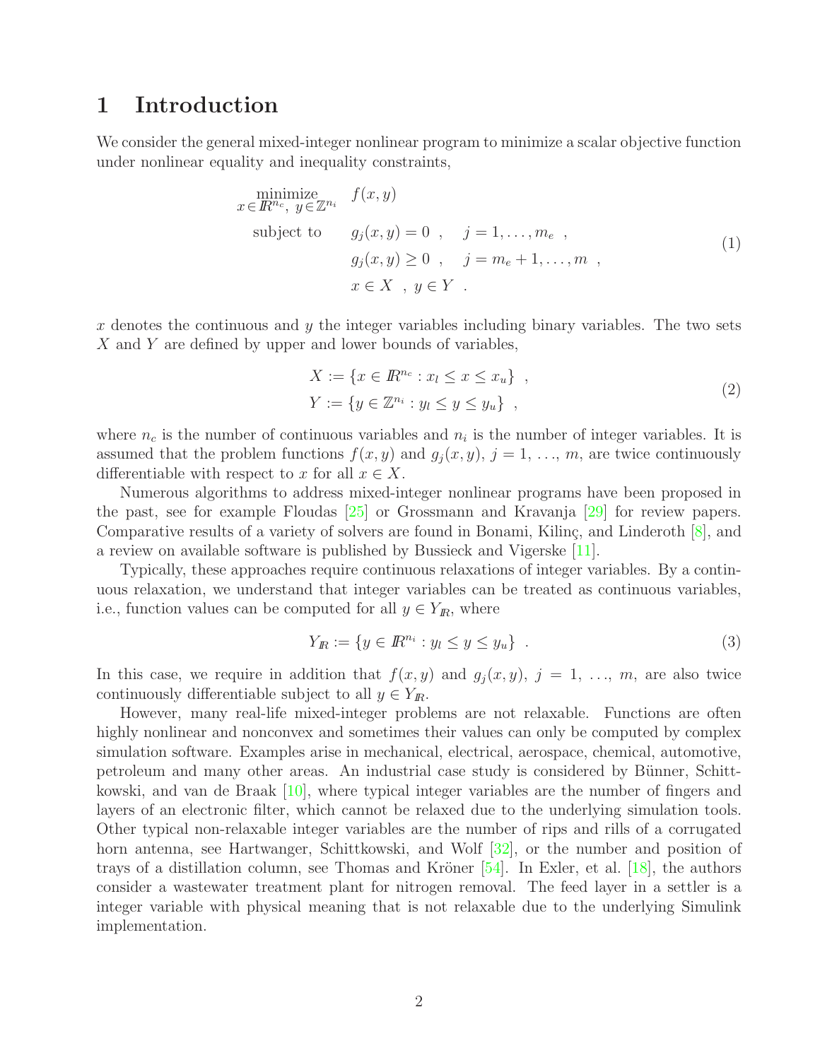# 1 Introduction

We consider the general mixed-integer nonlinear program to minimize a scalar objective function under nonlinear equality and inequality constraints,

$$
\begin{array}{ll}
\underset{x \in \mathbb{R}^{n_c},\ y \in \mathbb{Z}^{n_i}}{\text{minimize}} & f(x,y) \\
\text{subject to} & g_j(x,y) = 0 \ , \quad j = 1, \ldots, m_e \ , \\
& g_j(x,y) \geq 0 \ , \quad j = m_e + 1, \ldots, m \ , \\
& x \in X \ \ , \ y \in Y \ .
\end{array}
\tag{1}
$$

$x$ denotes the continuous and $y$ the integer variables including binary variables. The two sets $X$ and $Y$ are defined by upper and lower bounds of variables,

$$
\begin{array}{l}
X := \{x \in \mathbb{R}^{n_c} : x_l \leq x \leq x_u\} \ , \\
Y := \{y \in \mathbb{Z}^{n_i} : y_l \leq y \leq y_u\} \ ,
\end{array}
\tag{2}
$$

where $n_c$ is the number of continuous variables and $n_i$ is the number of integer variables. It is assumed that the problem functions $f(x,y)$ and $g_j(x,y)$, $j = 1, \ldots, m$, are twice continuously differentiable with respect to $x$ for all $x \in X$.

Numerous algorithms to address mixed-integer nonlinear programs have been proposed in the past, see for example Floudas [25] or Grossmann and Kravanja [29] for review papers. Comparative results of a variety of solvers are found in Bonami, Kilinç, and Linderoth [8], and a review on available software is published by Bussieck and Vigerske [11].

Typically, these approaches require continuous relaxations of integer variables. By a continuous relaxation, we understand that integer variables can be treated as continuous variables, i.e., function values can be computed for all $y \in Y_{\mathbb{R}}$, where

$$
Y_{\mathbb{R}} := \{y \in \mathbb{R}^{n_i} : y_l \leq y \leq y_u\} \ . \tag{3}
$$

In this case, we require in addition that $f(x,y)$ and $g_j(x,y)$, $j = 1, \ldots, m$, are also twice continuously differentiable subject to all $y \in Y_{\mathbb{R}}$.

However, many real-life mixed-integer problems are not relaxable. Functions are often highly nonlinear and nonconvex and sometimes their values can only be computed by complex simulation software. Examples arise in mechanical, electrical, aerospace, chemical, automotive, petroleum and many other areas. An industrial case study is considered by Bünner, Schittkowski, and van de Braak [10], where typical integer variables are the number of fingers and layers of an electronic filter, which cannot be relaxed due to the underlying simulation tools. Other typical non-relaxable integer variables are the number of rips and rills of a corrugated horn antenna, see Hartwanger, Schittkowski, and Wolf [32], or the number and position of trays of a distillation column, see Thomas and Kröner [54]. In Exler, et al. [18], the authors consider a wastewater treatment plant for nitrogen removal. The feed layer in a settler is a integer variable with physical meaning that is not relaxable due to the underlying Simulink implementation.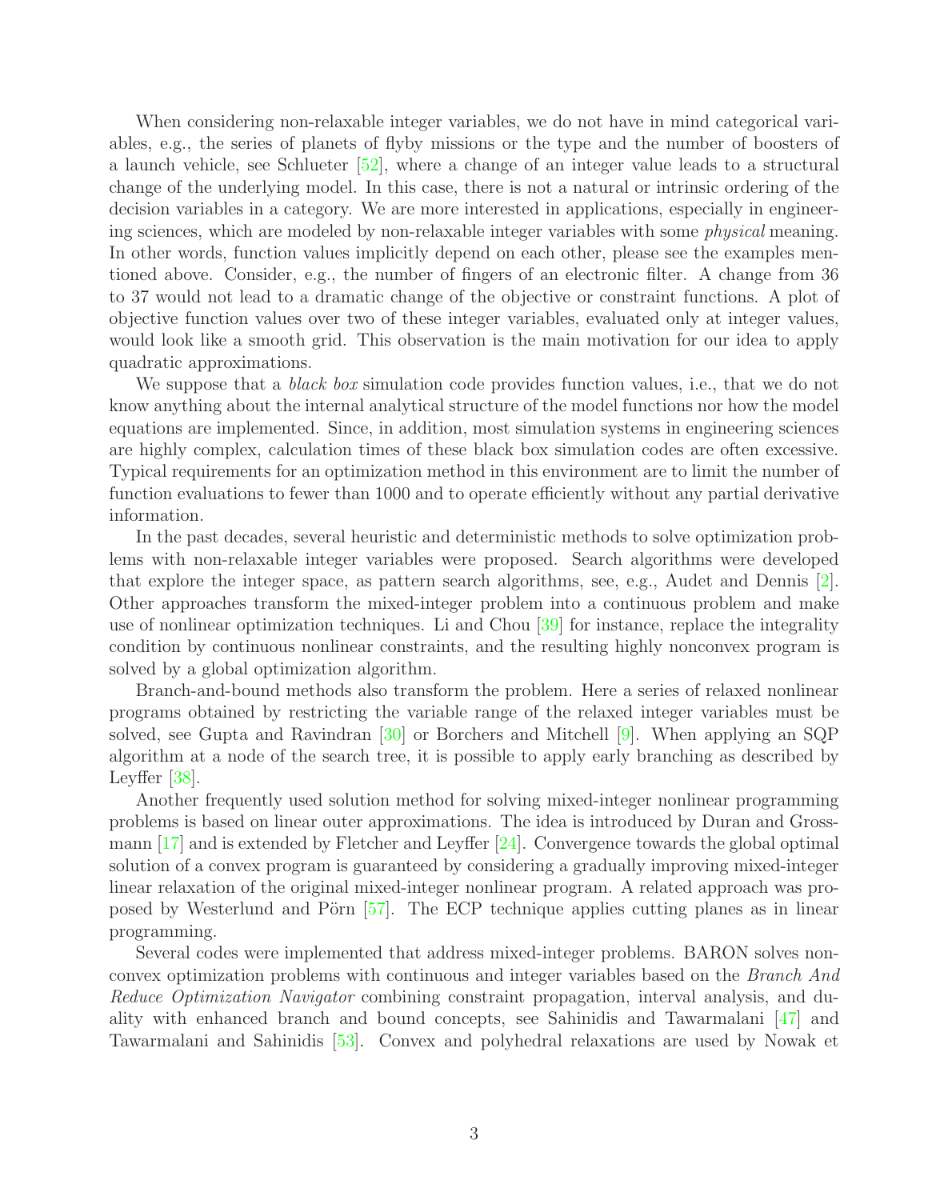When considering non-relaxable integer variables, we do not have in mind categorical variables, e.g., the series of planets of flyby missions or the type and the number of boosters of a launch vehicle, see Schlueter [52], where a change of an integer value leads to a structural change of the underlying model. In this case, there is not a natural or intrinsic ordering of the decision variables in a category. We are more interested in applications, especially in engineering sciences, which are modeled by non-relaxable integer variables with some *physical* meaning. In other words, function values implicitly depend on each other, please see the examples mentioned above. Consider, e.g., the number of fingers of an electronic filter. A change from 36 to 37 would not lead to a dramatic change of the objective or constraint functions. A plot of objective function values over two of these integer variables, evaluated only at integer values, would look like a smooth grid. This observation is the main motivation for our idea to apply quadratic approximations.

We suppose that a *black box* simulation code provides function values, i.e., that we do not know anything about the internal analytical structure of the model functions nor how the model equations are implemented. Since, in addition, most simulation systems in engineering sciences are highly complex, calculation times of these black box simulation codes are often excessive. Typical requirements for an optimization method in this environment are to limit the number of function evaluations to fewer than 1000 and to operate efficiently without any partial derivative information.

In the past decades, several heuristic and deterministic methods to solve optimization problems with non-relaxable integer variables were proposed. Search algorithms were developed that explore the integer space, as pattern search algorithms, see, e.g., Audet and Dennis [2]. Other approaches transform the mixed-integer problem into a continuous problem and make use of nonlinear optimization techniques. Li and Chou [39] for instance, replace the integrality condition by continuous nonlinear constraints, and the resulting highly nonconvex program is solved by a global optimization algorithm.

Branch-and-bound methods also transform the problem. Here a series of relaxed nonlinear programs obtained by restricting the variable range of the relaxed integer variables must be solved, see Gupta and Ravindran [30] or Borchers and Mitchell [9]. When applying an SQP algorithm at a node of the search tree, it is possible to apply early branching as described by Leyffer [38].

Another frequently used solution method for solving mixed-integer nonlinear programming problems is based on linear outer approximations. The idea is introduced by Duran and Grossmann [17] and is extended by Fletcher and Leyffer [24]. Convergence towards the global optimal solution of a convex program is guaranteed by considering a gradually improving mixed-integer linear relaxation of the original mixed-integer nonlinear program. A related approach was proposed by Westerlund and Pörn [57]. The ECP technique applies cutting planes as in linear programming.

Several codes were implemented that address mixed-integer problems. BARON solves nonconvex optimization problems with continuous and integer variables based on the *Branch And Reduce Optimization Navigator* combining constraint propagation, interval analysis, and duality with enhanced branch and bound concepts, see Sahinidis and Tawarmalani [47] and Tawarmalani and Sahinidis [53]. Convex and polyhedral relaxations are used by Nowak et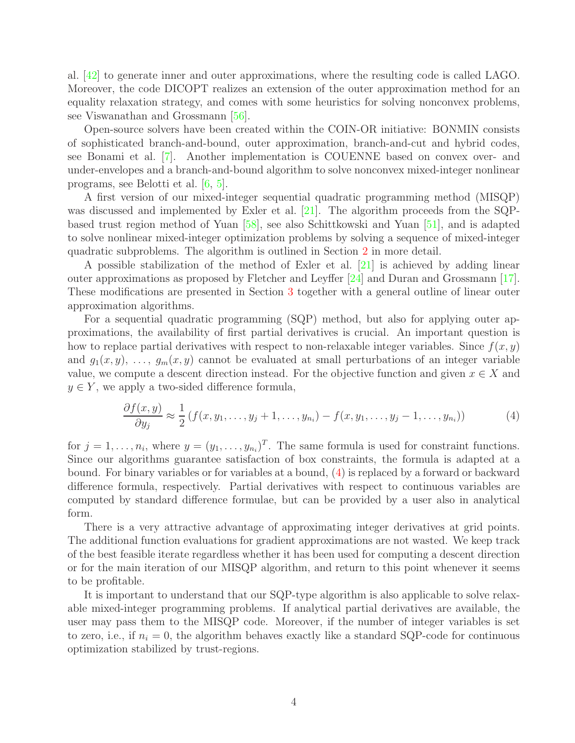al. [42] to generate inner and outer approximations, where the resulting code is called LAGO. Moreover, the code DICOPT realizes an extension of the outer approximation method for an equality relaxation strategy, and comes with some heuristics for solving nonconvex problems, see Viswanathan and Grossmann [56].

Open-source solvers have been created within the COIN-OR initiative: BONMIN consists of sophisticated branch-and-bound, outer approximation, branch-and-cut and hybrid codes, see Bonami et al. [7]. Another implementation is COUENNE based on convex over- and under-envelopes and a branch-and-bound algorithm to solve nonconvex mixed-integer nonlinear programs, see Belotti et al. [6, 5].

A first version of our mixed-integer sequential quadratic programming method (MISQP) was discussed and implemented by Exler et al. [21]. The algorithm proceeds from the SQP-based trust region method of Yuan [58], see also Schittkowski and Yuan [51], and is adapted to solve nonlinear mixed-integer optimization problems by solving a sequence of mixed-integer quadratic subproblems. The algorithm is outlined in Section 2 in more detail.

A possible stabilization of the method of Exler et al. [21] is achieved by adding linear outer approximations as proposed by Fletcher and Leyffer [24] and Duran and Grossmann [17]. These modifications are presented in Section 3 together with a general outline of linear outer approximation algorithms.

For a sequential quadratic programming (SQP) method, but also for applying outer approximations, the availability of first partial derivatives is crucial. An important question is how to replace partial derivatives with respect to non-relaxable integer variables. Since $f(x,y)$ and $g_1(x,y),\ \ldots,\ g_m(x,y)$ cannot be evaluated at small perturbations of an integer variable value, we compute a descent direction instead. For the objective function and given $x \in X$ and $y \in Y$, we apply a two-sided difference formula,

$$\frac{\partial f(x,y)}{\partial y_j} \approx \frac{1}{2}\left(f(x,y_1,\ldots,y_j+1,\ldots,y_{n_i}) - f(x,y_1,\ldots,y_j-1,\ldots,y_{n_i})\right) \tag{4}$$

for $j = 1,\ldots,n_i$, where $y = (y_1,\ldots,y_{n_i})^T$. The same formula is used for constraint functions. Since our algorithms guarantee satisfaction of box constraints, the formula is adapted at a bound. For binary variables or for variables at a bound, (4) is replaced by a forward or backward difference formula, respectively. Partial derivatives with respect to continuous variables are computed by standard difference formulae, but can be provided by a user also in analytical form.

There is a very attractive advantage of approximating integer derivatives at grid points. The additional function evaluations for gradient approximations are not wasted. We keep track of the best feasible iterate regardless whether it has been used for computing a descent direction or for the main iteration of our MISQP algorithm, and return to this point whenever it seems to be profitable.

It is important to understand that our SQP-type algorithm is also applicable to solve relaxable mixed-integer programming problems. If analytical partial derivatives are available, the user may pass them to the MISQP code. Moreover, if the number of integer variables is set to zero, i.e., if $n_i = 0$, the algorithm behaves exactly like a standard SQP-code for continuous optimization stabilized by trust-regions.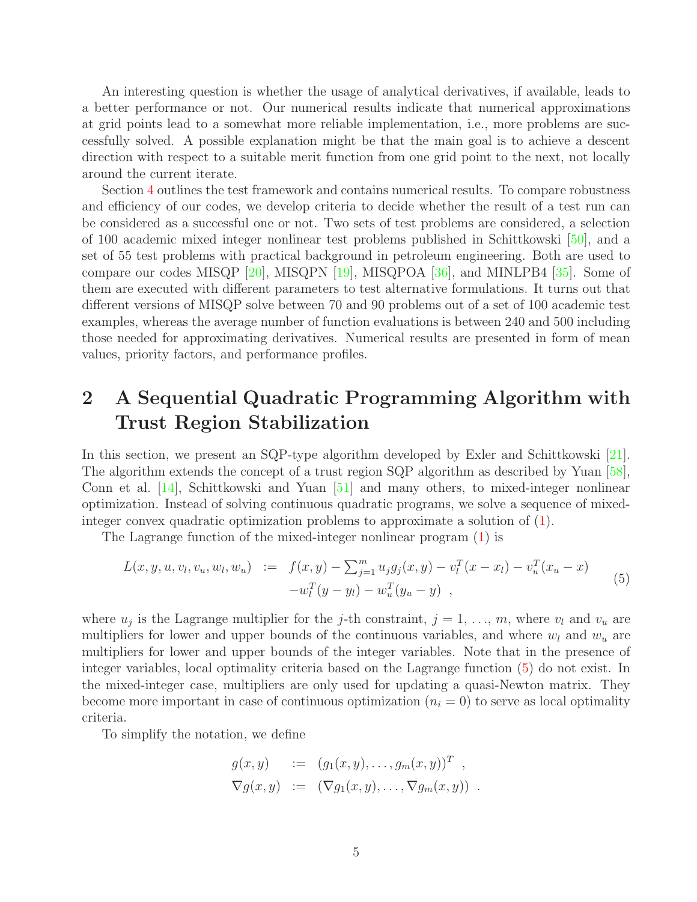An interesting question is whether the usage of analytical derivatives, if available, leads to a better performance or not. Our numerical results indicate that numerical approximations at grid points lead to a somewhat more reliable implementation, i.e., more problems are successfully solved. A possible explanation might be that the main goal is to achieve a descent direction with respect to a suitable merit function from one grid point to the next, not locally around the current iterate.

Section 4 outlines the test framework and contains numerical results. To compare robustness and efficiency of our codes, we develop criteria to decide whether the result of a test run can be considered as a successful one or not. Two sets of test problems are considered, a selection of 100 academic mixed integer nonlinear test problems published in Schittkowski [50], and a set of 55 test problems with practical background in petroleum engineering. Both are used to compare our codes MISQP [20], MISQPN [19], MISQPOA [36], and MINLPB4 [35]. Some of them are executed with different parameters to test alternative formulations. It turns out that different versions of MISQP solve between 70 and 90 problems out of a set of 100 academic test examples, whereas the average number of function evaluations is between 240 and 500 including those needed for approximating derivatives. Numerical results are presented in form of mean values, priority factors, and performance profiles.

# 2 A Sequential Quadratic Programming Algorithm with Trust Region Stabilization

In this section, we present an SQP-type algorithm developed by Exler and Schittkowski [21]. The algorithm extends the concept of a trust region SQP algorithm as described by Yuan [58], Conn et al. [14], Schittkowski and Yuan [51] and many others, to mixed-integer nonlinear optimization. Instead of solving continuous quadratic programs, we solve a sequence of mixed-integer convex quadratic optimization problems to approximate a solution of (1).

The Lagrange function of the mixed-integer nonlinear program (1) is

$$
\begin{array}{rcl}
L(x,y,u,v_l,v_u,w_l,w_u) & := & f(x,y) - \sum_{j=1}^{m} u_j g_j(x,y) - v_l^T(x-x_l) - v_u^T(x_u - x) \\
& & -w_l^T(y-y_l) - w_u^T(y_u - y) \ ,
\end{array}
\tag{5}
$$

where $u_j$ is the Lagrange multiplier for the $j$-th constraint, $j = 1, \ldots, m$, where $v_l$ and $v_u$ are multipliers for lower and upper bounds of the continuous variables, and where $w_l$ and $w_u$ are multipliers for lower and upper bounds of the integer variables. Note that in the presence of integer variables, local optimality criteria based on the Lagrange function (5) do not exist. In the mixed-integer case, multipliers are only used for updating a quasi-Newton matrix. They become more important in case of continuous optimization ($n_i = 0$) to serve as local optimality criteria.

To simplify the notation, we define

$$
\begin{array}{rcl}
g(x,y) & := & (g_1(x,y), \ldots, g_m(x,y))^T \ , \\
\nabla g(x,y) & := & (\nabla g_1(x,y), \ldots, \nabla g_m(x,y)) \ .
\end{array}
$$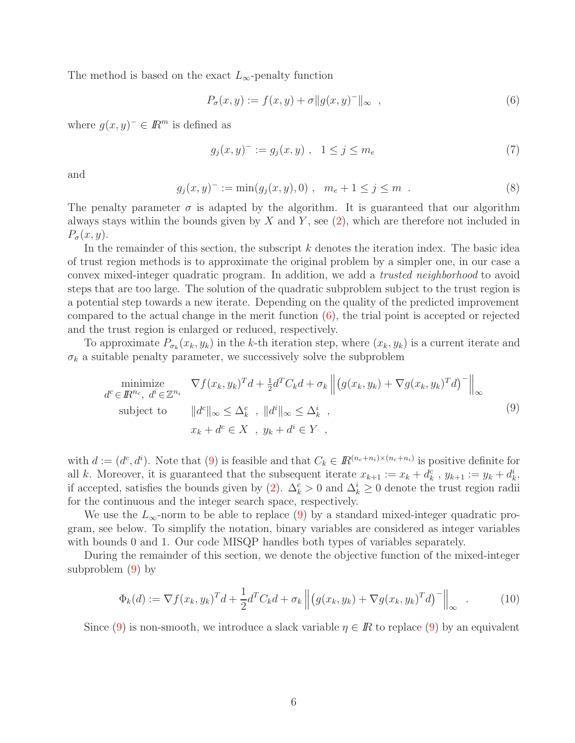The method is based on the exact $L_\infty$-penalty function

$$P_\sigma(x,y) := f(x,y) + \sigma \|g(x,y)^-\|_\infty \ , \tag{6}$$

where $g(x,y)^- \in I\!R^m$ is defined as

$$g_j(x,y)^- := g_j(x,y) \ , \ \ 1 \le j \le m_e \tag{7}$$

and

$$g_j(x,y)^- := \min(g_j(x,y), 0) \ , \ \ m_e + 1 \le j \le m \ . \tag{8}$$

The penalty parameter $\sigma$ is adapted by the algorithm. It is guaranteed that our algorithm always stays within the bounds given by $X$ and $Y$, see (2), which are therefore not included in $P_\sigma(x,y)$.

In the remainder of this section, the subscript $k$ denotes the iteration index. The basic idea of trust region methods is to approximate the original problem by a simpler one, in our case a convex mixed-integer quadratic program. In addition, we add a *trusted neighborhood* to avoid steps that are too large. The solution of the quadratic subproblem subject to the trust region is a potential step towards a new iterate. Depending on the quality of the predicted improvement compared to the actual change in the merit function (6), the trial point is accepted or rejected and the trust region is enlarged or reduced, respectively.

To approximate $P_{\sigma_k}(x_k, y_k)$ in the $k$-th iteration step, where $(x_k, y_k)$ is a current iterate and $\sigma_k$ a suitable penalty parameter, we successively solve the subproblem

$$\begin{array}{ll} \underset{d^c \in I\!R^{n_c},\ d^i \in \mathbb{Z}^{n_i}}{\text{minimize}} & \nabla f(x_k,y_k)^T d + \frac{1}{2} d^T C_k d + \sigma_k \left\| \left( g(x_k,y_k) + \nabla g(x_k,y_k)^T d \right)^- \right\|_\infty \\ \text{subject to} & \|d^c\|_\infty \le \Delta_k^c \ , \ \|d^i\|_\infty \le \Delta_k^i \ , \\ & x_k + d^c \in X \ , \ y_k + d^i \in Y \ , \end{array} \tag{9}$$

with $d := (d^c, d^i)$. Note that (9) is feasible and that $C_k \in I\!R^{(n_c+n_i)\times(n_c+n_i)}$ is positive definite for all $k$. Moreover, it is guaranteed that the subsequent iterate $x_{k+1} := x_k + d_k^c$ , $y_{k+1} := y_k + d_k^i$, if accepted, satisfies the bounds given by (2). $\Delta_k^c > 0$ and $\Delta_k^i \ge 0$ denote the trust region radii for the continuous and the integer search space, respectively.

We use the $L_\infty$-norm to be able to replace (9) by a standard mixed-integer quadratic program, see below. To simplify the notation, binary variables are considered as integer variables with bounds 0 and 1. Our code MISQP handles both types of variables separately.

During the remainder of this section, we denote the objective function of the mixed-integer subproblem (9) by

$$\Phi_k(d) := \nabla f(x_k,y_k)^T d + \frac{1}{2} d^T C_k d + \sigma_k \left\| \left( g(x_k,y_k) + \nabla g(x_k,y_k)^T d \right)^- \right\|_\infty \ . \tag{10}$$

Since (9) is non-smooth, we introduce a slack variable $\eta \in I\!R$ to replace (9) by an equivalent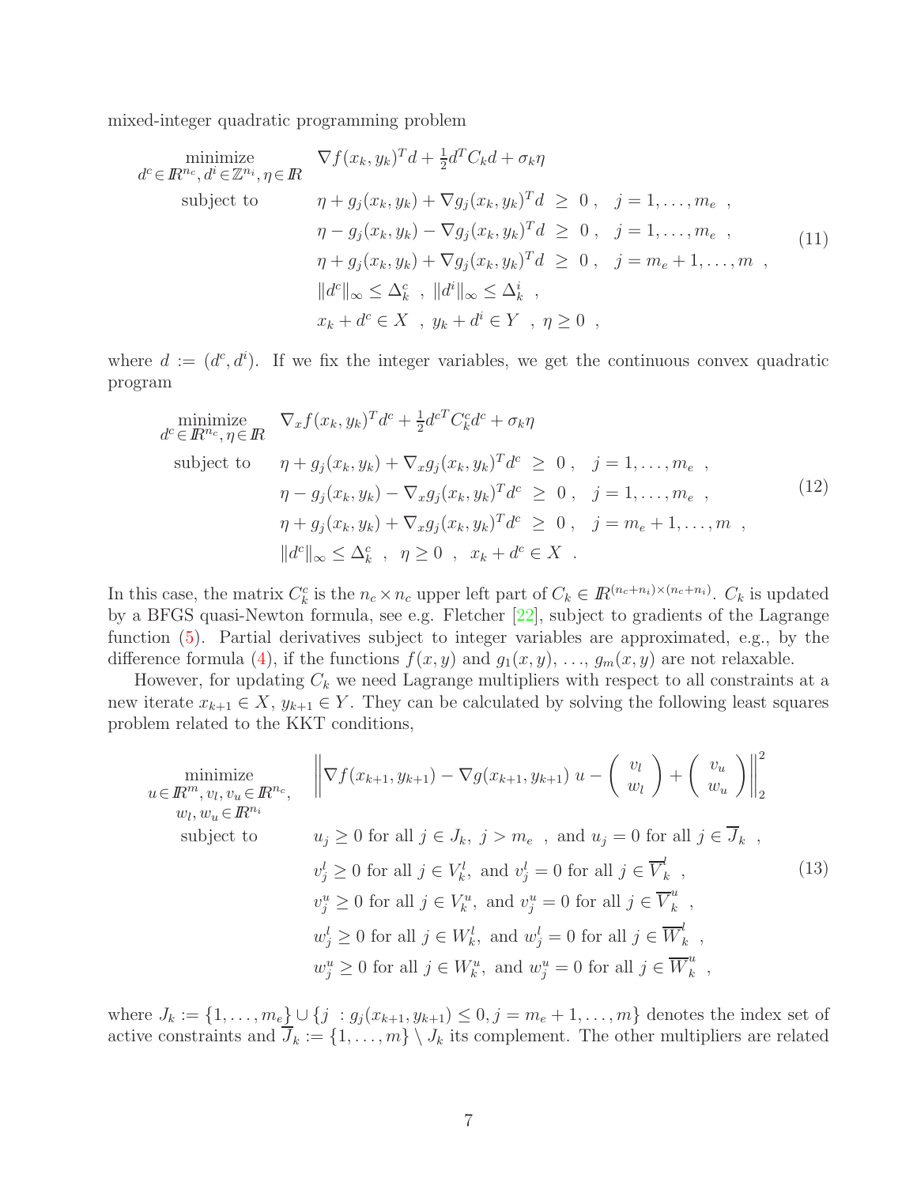mixed-integer quadratic programming problem

$$
\begin{array}{lll}
\underset{d^c \in \mathbb{R}^{n_c}, d^i \in \mathbb{Z}^{n_i}, \eta \in \mathbb{R}}{\text{minimize}} & \nabla f(x_k, y_k)^T d + \frac{1}{2} d^T C_k d + \sigma_k \eta & \\
\text{subject to} & \eta + g_j(x_k, y_k) + \nabla g_j(x_k, y_k)^T d \ \geq \ 0 \ , \quad j = 1, \ldots, m_e \ , \\
& \eta - g_j(x_k, y_k) - \nabla g_j(x_k, y_k)^T d \ \geq \ 0 \ , \quad j = 1, \ldots, m_e \ , \\
& \eta + g_j(x_k, y_k) + \nabla g_j(x_k, y_k)^T d \ \geq \ 0 \ , \quad j = m_e + 1, \ldots, m \ , \\
& \| d^c \|_\infty \leq \Delta_k^c \ , \ \| d^i \|_\infty \leq \Delta_k^i \ , \\
& x_k + d^c \in X \ , \ y_k + d^i \in Y \ , \ \eta \geq 0 \ ,
\end{array}
\tag{11}
$$

where $d := (d^c, d^i)$. If we fix the integer variables, we get the continuous convex quadratic program

$$
\begin{array}{lll}
\underset{d^c \in \mathbb{R}^{n_c}, \eta \in \mathbb{R}}{\text{minimize}} & \nabla_x f(x_k, y_k)^T d^c + \frac{1}{2} d^{cT} C_k^c d^c + \sigma_k \eta & \\
\text{subject to} & \eta + g_j(x_k, y_k) + \nabla_x g_j(x_k, y_k)^T d^c \ \geq \ 0 \ , \quad j = 1, \ldots, m_e \ , \\
& \eta - g_j(x_k, y_k) - \nabla_x g_j(x_k, y_k)^T d^c \ \geq \ 0 \ , \quad j = 1, \ldots, m_e \ , \\
& \eta + g_j(x_k, y_k) + \nabla_x g_j(x_k, y_k)^T d^c \ \geq \ 0 \ , \quad j = m_e + 1, \ldots, m \ , \\
& \| d^c \|_\infty \leq \Delta_k^c \ , \ \ \eta \geq 0 \ , \ \ x_k + d^c \in X \ .
\end{array}
\tag{12}
$$

In this case, the matrix $C_k^c$ is the $n_c \times n_c$ upper left part of $C_k \in \mathbb{R}^{(n_c+n_i)\times(n_c+n_i)}$. $C_k$ is updated by a BFGS quasi-Newton formula, see e.g. Fletcher [22], subject to gradients of the Lagrange function (5). Partial derivatives subject to integer variables are approximated, e.g., by the difference formula (4), if the functions $f(x, y)$ and $g_1(x, y)$, $\ldots$, $g_m(x, y)$ are not relaxable.

However, for updating $C_k$ we need Lagrange multipliers with respect to all constraints at a new iterate $x_{k+1} \in X$, $y_{k+1} \in Y$. They can be calculated by solving the following least squares problem related to the KKT conditions,

$$
\begin{array}{ll}
\underset{\substack{u \in \mathbb{R}^m, v_l, v_u \in \mathbb{R}^{n_c}, \\ w_l, w_u \in \mathbb{R}^{n_i}}}{\text{minimize}} & \left\| \nabla f(x_{k+1}, y_{k+1}) - \nabla g(x_{k+1}, y_{k+1}) \ u - \begin{pmatrix} v_l \\ w_l \end{pmatrix} + \begin{pmatrix} v_u \\ w_u \end{pmatrix} \right\|_2^2 \\
\text{subject to} & u_j \geq 0 \text{ for all } j \in J_k, \ j > m_e \ , \text{ and } u_j = 0 \text{ for all } j \in \overline{J}_k \ , \\
& v_j^l \geq 0 \text{ for all } j \in V_k^l, \text{ and } v_j^l = 0 \text{ for all } j \in \overline{V}_k^l \ , \\
& v_j^u \geq 0 \text{ for all } j \in V_k^u, \text{ and } v_j^u = 0 \text{ for all } j \in \overline{V}_k^u \ , \\
& w_j^l \geq 0 \text{ for all } j \in W_k^l, \text{ and } w_j^l = 0 \text{ for all } j \in \overline{W}_k^l \ , \\
& w_j^u \geq 0 \text{ for all } j \in W_k^u, \text{ and } w_j^u = 0 \text{ for all } j \in \overline{W}_k^u \ ,
\end{array}
\tag{13}
$$

where $J_k := \{1, \ldots, m_e\} \cup \{j \ : g_j(x_{k+1}, y_{k+1}) \leq 0, j = m_e + 1, \ldots, m\}$ denotes the index set of active constraints and $\overline{J}_k := \{1, \ldots, m\} \setminus J_k$ its complement. The other multipliers are related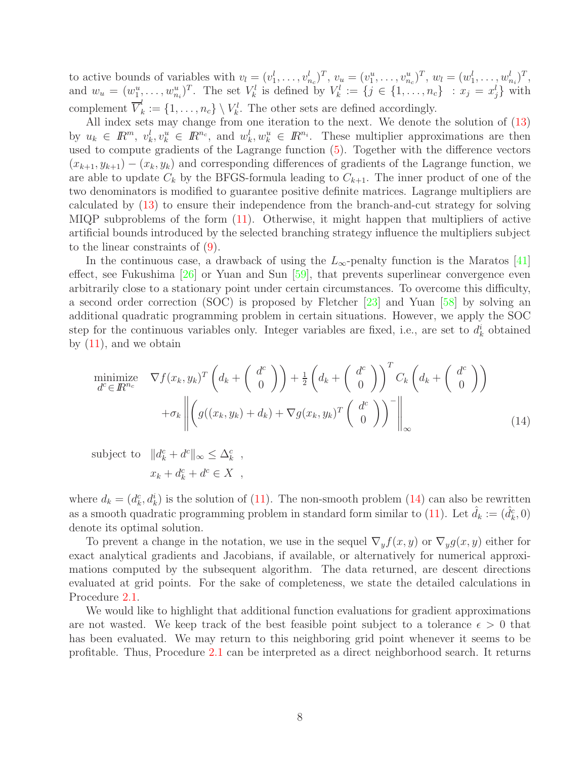to active bounds of variables with $v_l = (v_1^l, \ldots, v_{n_c}^l)^T$, $v_u = (v_1^u, \ldots, v_{n_c}^u)^T$, $w_l = (w_1^l, \ldots, w_{n_i}^l)^T$, and $w_u = (w_1^u, \ldots, w_{n_i}^u)^T$. The set $V_k^l$ is defined by $V_k^l := \{j \in \{1, \ldots, n_c\} \; : x_j = x_j^l\}$ with complement $\overline{V}_k^l := \{1, \ldots, n_c\} \setminus V_k^l$. The other sets are defined accordingly.

All index sets may change from one iteration to the next. We denote the solution of (13) by $u_k \in I\!R^m$, $v_k^l, v_k^u \in I\!R^{n_c}$, and $w_k^l, w_k^u \in I\!R^{n_i}$. These multiplier approximations are then used to compute gradients of the Lagrange function (5). Together with the difference vectors $(x_{k+1}, y_{k+1}) - (x_k, y_k)$ and corresponding differences of gradients of the Lagrange function, we are able to update $C_k$ by the BFGS-formula leading to $C_{k+1}$. The inner product of one of the two denominators is modified to guarantee positive definite matrices. Lagrange multipliers are calculated by (13) to ensure their independence from the branch-and-cut strategy for solving MIQP subproblems of the form (11). Otherwise, it might happen that multipliers of active artificial bounds introduced by the selected branching strategy influence the multipliers subject to the linear constraints of (9).

In the continuous case, a drawback of using the $L_\infty$-penalty function is the Maratos [41] effect, see Fukushima [26] or Yuan and Sun [59], that prevents superlinear convergence even arbitrarily close to a stationary point under certain circumstances. To overcome this difficulty, a second order correction (SOC) is proposed by Fletcher [23] and Yuan [58] by solving an additional quadratic programming problem in certain situations. However, we apply the SOC step for the continuous variables only. Integer variables are fixed, i.e., are set to $d_k^i$ obtained by (11), and we obtain

$$
\begin{aligned}
\underset{d^c \in I\!R^{n_c}}{\text{minimize}} \quad & \nabla f(x_k, y_k)^T \left( d_k + \begin{pmatrix} d^c \\ 0 \end{pmatrix} \right) + \tfrac{1}{2} \left( d_k + \begin{pmatrix} d^c \\ 0 \end{pmatrix} \right)^T C_k \left( d_k + \begin{pmatrix} d^c \\ 0 \end{pmatrix} \right) \\
& + \sigma_k \left\| \left( g((x_k, y_k) + d_k) + \nabla g(x_k, y_k)^T \begin{pmatrix} d^c \\ 0 \end{pmatrix} \right)^- \right\|_\infty \qquad\qquad (14) \\
\text{subject to} \quad & \|d_k^c + d^c\|_\infty \leq \Delta_k^c \ , \\
& x_k + d_k^c + d^c \in X \ ,
\end{aligned}
$$

where $d_k = (d_k^c, d_k^i)$ is the solution of (11). The non-smooth problem (14) can also be rewritten as a smooth quadratic programming problem in standard form similar to (11). Let $\hat{d}_k := (\hat{d}_k^c, 0)$ denote its optimal solution.

To prevent a change in the notation, we use in the sequel $\nabla_y f(x, y)$ or $\nabla_y g(x, y)$ either for exact analytical gradients and Jacobians, if available, or alternatively for numerical approximations computed by the subsequent algorithm. The data returned, are descent directions evaluated at grid points. For the sake of completeness, we state the detailed calculations in Procedure 2.1.

We would like to highlight that additional function evaluations for gradient approximations are not wasted. We keep track of the best feasible point subject to a tolerance $\epsilon > 0$ that has been evaluated. We may return to this neighboring grid point whenever it seems to be profitable. Thus, Procedure 2.1 can be interpreted as a direct neighborhood search. It returns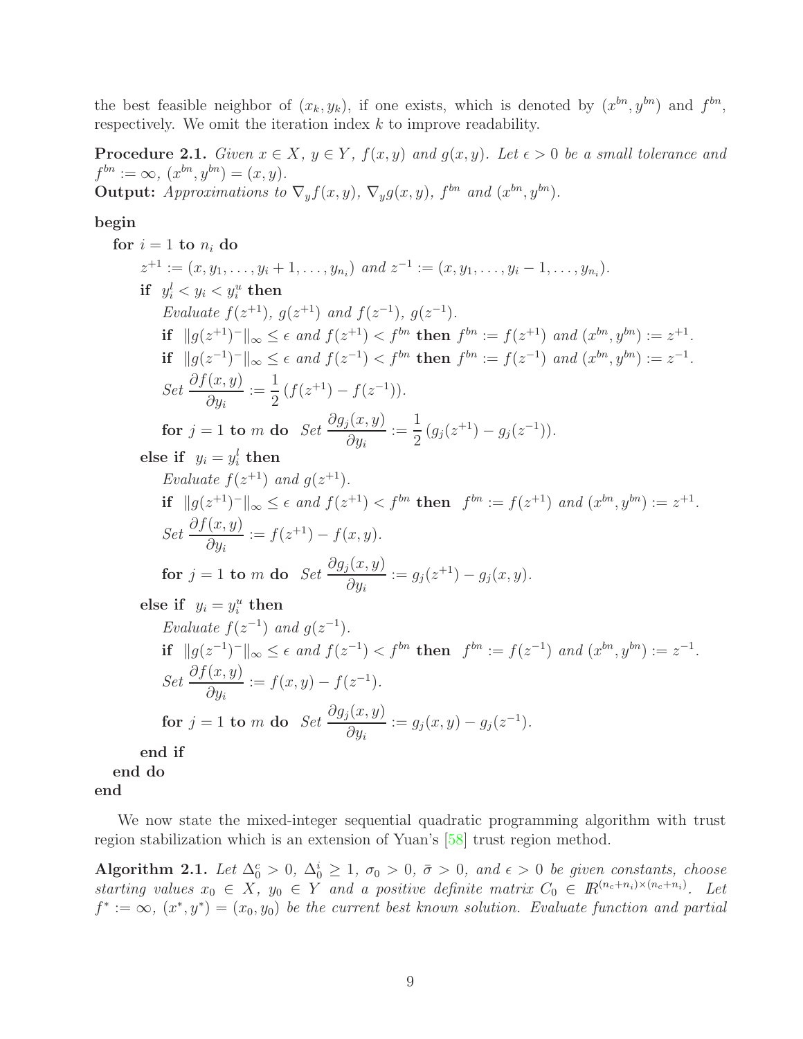the best feasible neighbor of $(x_k, y_k)$, if one exists, which is denoted by $(x^{bn}, y^{bn})$ and $f^{bn}$, respectively. We omit the iteration index $k$ to improve readability.

**Procedure 2.1.** *Given $x \in X$, $y \in Y$, $f(x,y)$ and $g(x,y)$. Let $\epsilon > 0$ be a small tolerance and $f^{bn} := \infty$, $(x^{bn}, y^{bn}) = (x, y)$.*
**Output:** *Approximations to $\nabla_y f(x,y)$, $\nabla_y g(x,y)$, $f^{bn}$ and $(x^{bn}, y^{bn})$.*

**begin**

&nbsp;&nbsp;**for** $i = 1$ **to** $n_i$ **do**

&nbsp;&nbsp;&nbsp;&nbsp;$z^{+1} := (x, y_1, \ldots, y_i + 1, \ldots, y_{n_i})$ *and* $z^{-1} := (x, y_1, \ldots, y_i - 1, \ldots, y_{n_i})$.

&nbsp;&nbsp;&nbsp;&nbsp;**if** $y_i^l < y_i < y_i^u$ **then**

&nbsp;&nbsp;&nbsp;&nbsp;&nbsp;&nbsp;*Evaluate* $f(z^{+1})$, $g(z^{+1})$ *and* $f(z^{-1})$, $g(z^{-1})$.

&nbsp;&nbsp;&nbsp;&nbsp;&nbsp;&nbsp;**if** $\|g(z^{+1})^-\|_\infty \le \epsilon$ *and* $f(z^{+1}) < f^{bn}$ **then** $f^{bn} := f(z^{+1})$ *and* $(x^{bn}, y^{bn}) := z^{+1}$.

&nbsp;&nbsp;&nbsp;&nbsp;&nbsp;&nbsp;**if** $\|g(z^{-1})^-\|_\infty \le \epsilon$ *and* $f(z^{-1}) < f^{bn}$ **then** $f^{bn} := f(z^{-1})$ *and* $(x^{bn}, y^{bn}) := z^{-1}$.

&nbsp;&nbsp;&nbsp;&nbsp;&nbsp;&nbsp;*Set* $\dfrac{\partial f(x,y)}{\partial y_i} := \dfrac{1}{2}\left(f(z^{+1}) - f(z^{-1})\right)$.

&nbsp;&nbsp;&nbsp;&nbsp;&nbsp;&nbsp;**for** $j = 1$ **to** $m$ **do** *Set* $\dfrac{\partial g_j(x,y)}{\partial y_i} := \dfrac{1}{2}\left(g_j(z^{+1}) - g_j(z^{-1})\right)$.

&nbsp;&nbsp;&nbsp;&nbsp;**else if** $y_i = y_i^l$ **then**

&nbsp;&nbsp;&nbsp;&nbsp;&nbsp;&nbsp;*Evaluate* $f(z^{+1})$ *and* $g(z^{+1})$.

&nbsp;&nbsp;&nbsp;&nbsp;&nbsp;&nbsp;**if** $\|g(z^{+1})^-\|_\infty \le \epsilon$ *and* $f(z^{+1}) < f^{bn}$ **then** $f^{bn} := f(z^{+1})$ *and* $(x^{bn}, y^{bn}) := z^{+1}$.

&nbsp;&nbsp;&nbsp;&nbsp;&nbsp;&nbsp;*Set* $\dfrac{\partial f(x,y)}{\partial y_i} := f(z^{+1}) - f(x,y)$.

&nbsp;&nbsp;&nbsp;&nbsp;&nbsp;&nbsp;**for** $j = 1$ **to** $m$ **do** *Set* $\dfrac{\partial g_j(x,y)}{\partial y_i} := g_j(z^{+1}) - g_j(x,y)$.

&nbsp;&nbsp;&nbsp;&nbsp;**else if** $y_i = y_i^u$ **then**

&nbsp;&nbsp;&nbsp;&nbsp;&nbsp;&nbsp;*Evaluate* $f(z^{-1})$ *and* $g(z^{-1})$.

&nbsp;&nbsp;&nbsp;&nbsp;&nbsp;&nbsp;**if** $\|g(z^{-1})^-\|_\infty \le \epsilon$ *and* $f(z^{-1}) < f^{bn}$ **then** $f^{bn} := f(z^{-1})$ *and* $(x^{bn}, y^{bn}) := z^{-1}$.

&nbsp;&nbsp;&nbsp;&nbsp;&nbsp;&nbsp;*Set* $\dfrac{\partial f(x,y)}{\partial y_i} := f(x,y) - f(z^{-1})$.

&nbsp;&nbsp;&nbsp;&nbsp;&nbsp;&nbsp;**for** $j = 1$ **to** $m$ **do** *Set* $\dfrac{\partial g_j(x,y)}{\partial y_i} := g_j(x,y) - g_j(z^{-1})$.

&nbsp;&nbsp;&nbsp;&nbsp;**end if**

&nbsp;&nbsp;**end do**

**end**

We now state the mixed-integer sequential quadratic programming algorithm with trust region stabilization which is an extension of Yuan's [58] trust region method.

**Algorithm 2.1.** *Let $\Delta_0^c > 0$, $\Delta_0^i \ge 1$, $\sigma_0 > 0$, $\bar{\sigma} > 0$, and $\epsilon > 0$ be given constants, choose starting values $x_0 \in X$, $y_0 \in Y$ and a positive definite matrix $C_0 \in I\!R^{(n_c+n_i)\times(n_c+n_i)}$. Let $f^* := \infty$, $(x^*, y^*) = (x_0, y_0)$ be the current best known solution. Evaluate function and partial*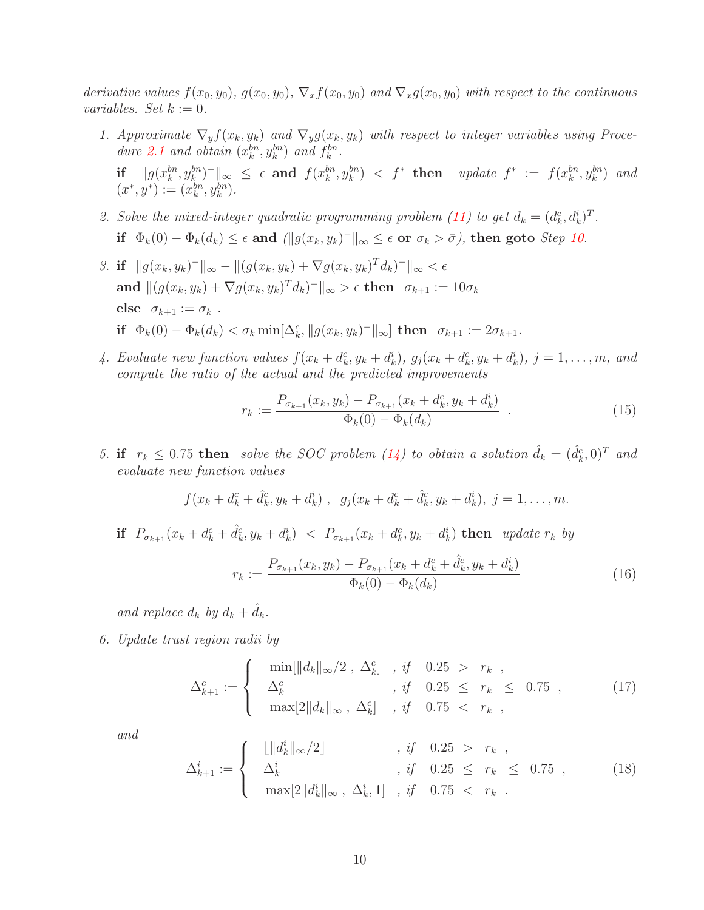*derivative values $f(x_0, y_0)$, $g(x_0, y_0)$, $\nabla_x f(x_0, y_0)$ and $\nabla_x g(x_0, y_0)$ with respect to the continuous variables. Set $k := 0$.*

1. *Approximate $\nabla_y f(x_k, y_k)$ and $\nabla_y g(x_k, y_k)$ with respect to integer variables using Procedure 2.1 and obtain $(x_k^{bn}, y_k^{bn})$ and $f_k^{bn}$.*

   **if** $\|g(x_k^{bn}, y_k^{bn})^-\|_\infty \leq \epsilon$ **and** $f(x_k^{bn}, y_k^{bn}) < f^*$ **then** *update $f^* := f(x_k^{bn}, y_k^{bn})$ and $(x^*, y^*) := (x_k^{bn}, y_k^{bn})$.*

2. *Solve the mixed-integer quadratic programming problem (11) to get $d_k = (d_k^c, d_k^i)^T$.*

   **if** $\Phi_k(0) - \Phi_k(d_k) \leq \epsilon$ **and** ($\|g(x_k, y_k)^-\|_\infty \leq \epsilon$ **or** $\sigma_k > \bar{\sigma}$), **then goto** *Step 10.*

3. **if** $\|g(x_k, y_k)^-\|_\infty - \|(g(x_k, y_k) + \nabla g(x_k, y_k)^T d_k)^-\|_\infty < \epsilon$

   **and** $\|(g(x_k, y_k) + \nabla g(x_k, y_k)^T d_k)^-\|_\infty > \epsilon$ **then** $\sigma_{k+1} := 10\sigma_k$

   **else** $\sigma_{k+1} := \sigma_k$ .

   **if** $\Phi_k(0) - \Phi_k(d_k) < \sigma_k \min[\Delta_k^c, \|g(x_k, y_k)^-\|_\infty]$ **then** $\sigma_{k+1} := 2\sigma_{k+1}$.

4. *Evaluate new function values $f(x_k + d_k^c, y_k + d_k^i)$, $g_j(x_k + d_k^c, y_k + d_k^i)$, $j = 1, \ldots, m$, and compute the ratio of the actual and the predicted improvements*

$$r_k := \frac{P_{\sigma_{k+1}}(x_k, y_k) - P_{\sigma_{k+1}}(x_k + d_k^c, y_k + d_k^i)}{\Phi_k(0) - \Phi_k(d_k)} \quad . \tag{15}$$

5. **if** $r_k \leq 0.75$ **then** *solve the SOC problem (14) to obtain a solution $\hat{d}_k = (\hat{d}_k^c, 0)^T$ and evaluate new function values*

$$f(x_k + d_k^c + \hat{d}_k^c, y_k + d_k^i) \ , \ \ g_j(x_k + d_k^c + \hat{d}_k^c, y_k + d_k^i), \ j = 1, \ldots, m.$$

   **if** $P_{\sigma_{k+1}}(x_k + d_k^c + \hat{d}_k^c, y_k + d_k^i) < P_{\sigma_{k+1}}(x_k + d_k^c, y_k + d_k^i)$ **then** *update $r_k$ by*

$$r_k := \frac{P_{\sigma_{k+1}}(x_k, y_k) - P_{\sigma_{k+1}}(x_k + d_k^c + \hat{d}_k^c, y_k + d_k^i)}{\Phi_k(0) - \Phi_k(d_k)} \tag{16}$$

   *and replace $d_k$ by $d_k + \hat{d}_k$.*

6. *Update trust region radii by*

$$\Delta_{k+1}^c := \begin{cases} \min[\|d_k\|_\infty/2 \ , \ \Delta_k^c] & , \text{ if } \quad 0.25 \ > \ r_k \ , \\ \Delta_k^c & , \text{ if } \quad 0.25 \ \leq \ r_k \ \leq \ 0.75 \ , \\ \max[2\|d_k\|_\infty \ , \ \Delta_k^c] & , \text{ if } \quad 0.75 \ < \ r_k \ , \end{cases} \tag{17}$$

   *and*

$$\Delta_{k+1}^i := \begin{cases} \lfloor \|d_k^i\|_\infty/2 \rfloor & , \text{ if } \quad 0.25 \ > \ r_k \ , \\ \Delta_k^i & , \text{ if } \quad 0.25 \ \leq \ r_k \ \leq \ 0.75 \ , \\ \max[2\|d_k^i\|_\infty \ , \ \Delta_k^i, 1] & , \text{ if } \quad 0.75 \ < \ r_k \ . \end{cases} \tag{18}$$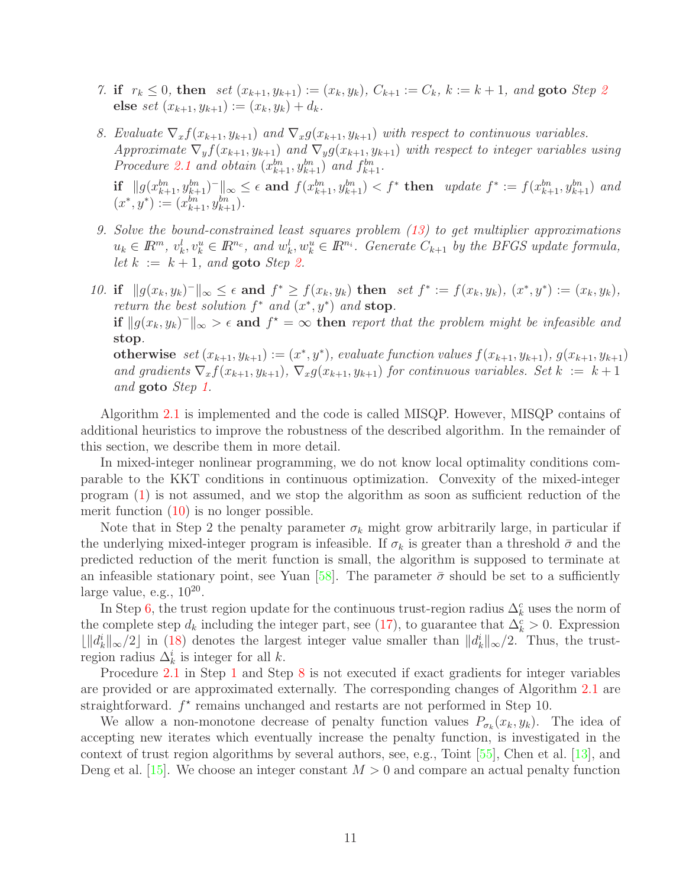7. **if** $r_k \leq 0$, **then** *set* $(x_{k+1}, y_{k+1}) := (x_k, y_k)$, $C_{k+1} := C_k$, $k := k+1$, *and* **goto** *Step 2*
   **else** *set* $(x_{k+1}, y_{k+1}) := (x_k, y_k) + d_k$.

8. *Evaluate* $\nabla_x f(x_{k+1}, y_{k+1})$ *and* $\nabla_x g(x_{k+1}, y_{k+1})$ *with respect to continuous variables. Approximate* $\nabla_y f(x_{k+1}, y_{k+1})$ *and* $\nabla_y g(x_{k+1}, y_{k+1})$ *with respect to integer variables using Procedure 2.1 and obtain* $(x^{bn}_{k+1}, y^{bn}_{k+1})$ *and* $f^{bn}_{k+1}$.
   **if** $\|g(x^{bn}_{k+1}, y^{bn}_{k+1})^-\|_\infty \leq \epsilon$ **and** $f(x^{bn}_{k+1}, y^{bn}_{k+1}) < f^*$ **then** *update* $f^* := f(x^{bn}_{k+1}, y^{bn}_{k+1})$ *and* $(x^*, y^*) := (x^{bn}_{k+1}, y^{bn}_{k+1})$.

9. *Solve the bound-constrained least squares problem (13) to get multiplier approximations* $u_k \in I\!R^m$, $v^l_k, v^u_k \in I\!R^{n_c}$, *and* $w^l_k, w^u_k \in I\!R^{n_i}$. *Generate* $C_{k+1}$ *by the BFGS update formula, let* $k := k+1$, *and* **goto** *Step 2*.

10. **if** $\|g(x_k, y_k)^-\|_\infty \leq \epsilon$ **and** $f^* \geq f(x_k, y_k)$ **then** *set* $f^* := f(x_k, y_k)$, $(x^*, y^*) := (x_k, y_k)$, *return the best solution* $f^*$ *and* $(x^*, y^*)$ *and* **stop**.
    **if** $\|g(x_k, y_k)^-\|_\infty > \epsilon$ **and** $f^\star = \infty$ **then** *report that the problem might be infeasible and* **stop**.
    **otherwise** *set* $(x_{k+1}, y_{k+1}) := (x^*, y^*)$, *evaluate function values* $f(x_{k+1}, y_{k+1})$, $g(x_{k+1}, y_{k+1})$ *and gradients* $\nabla_x f(x_{k+1}, y_{k+1})$, $\nabla_x g(x_{k+1}, y_{k+1})$ *for continuous variables. Set* $k := k+1$ *and* **goto** *Step 1*.

Algorithm 2.1 is implemented and the code is called MISQP. However, MISQP contains of additional heuristics to improve the robustness of the described algorithm. In the remainder of this section, we describe them in more detail.

In mixed-integer nonlinear programming, we do not know local optimality conditions comparable to the KKT conditions in continuous optimization. Convexity of the mixed-integer program (1) is not assumed, and we stop the algorithm as soon as sufficient reduction of the merit function (10) is no longer possible.

Note that in Step 2 the penalty parameter $\sigma_k$ might grow arbitrarily large, in particular if the underlying mixed-integer program is infeasible. If $\sigma_k$ is greater than a threshold $\bar{\sigma}$ and the predicted reduction of the merit function is small, the algorithm is supposed to terminate at an infeasible stationary point, see Yuan [58]. The parameter $\bar{\sigma}$ should be set to a sufficiently large value, e.g., $10^{20}$.

In Step 6, the trust region update for the continuous trust-region radius $\Delta^c_k$ uses the norm of the complete step $d_k$ including the integer part, see (17), to guarantee that $\Delta^c_k > 0$. Expression $\lfloor \|d^i_k\|_\infty/2 \rfloor$ in (18) denotes the largest integer value smaller than $\|d^i_k\|_\infty/2$. Thus, the trust-region radius $\Delta^i_k$ is integer for all $k$.

Procedure 2.1 in Step 1 and Step 8 is not executed if exact gradients for integer variables are provided or are approximated externally. The corresponding changes of Algorithm 2.1 are straightforward. $f^\star$ remains unchanged and restarts are not performed in Step 10.

We allow a non-monotone decrease of penalty function values $P_{\sigma_k}(x_k, y_k)$. The idea of accepting new iterates which eventually increase the penalty function, is investigated in the context of trust region algorithms by several authors, see, e.g., Toint [55], Chen et al. [13], and Deng et al. [15]. We choose an integer constant $M > 0$ and compare an actual penalty function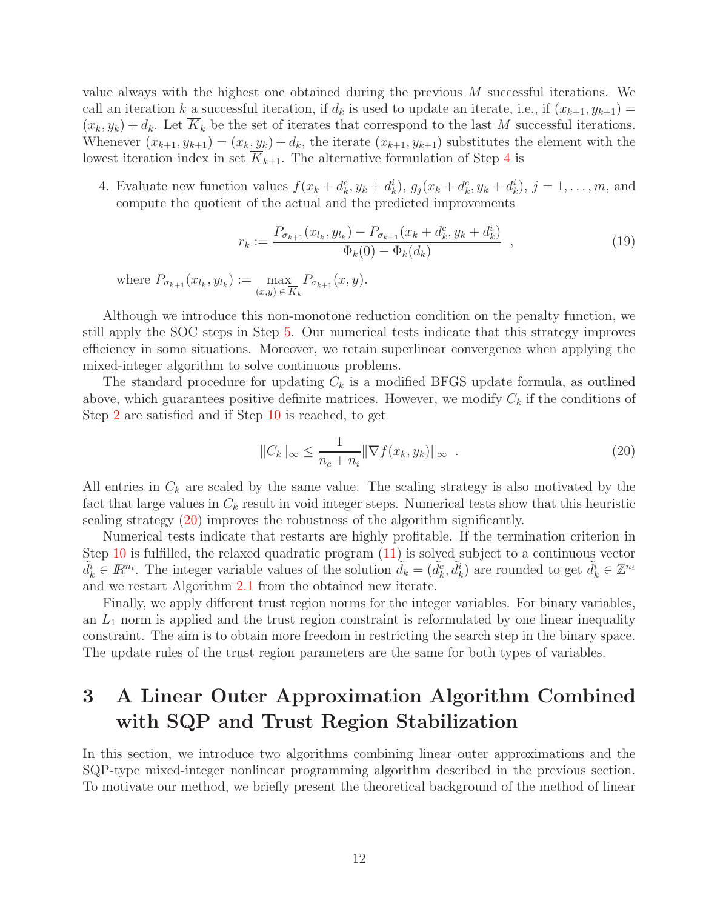value always with the highest one obtained during the previous $M$ successful iterations. We call an iteration $k$ a successful iteration, if $d_k$ is used to update an iterate, i.e., if $(x_{k+1}, y_{k+1}) = (x_k, y_k) + d_k$. Let $\overline{K}_k$ be the set of iterates that correspond to the last $M$ successful iterations. Whenever $(x_{k+1}, y_{k+1}) = (x_k, y_k) + d_k$, the iterate $(x_{k+1}, y_{k+1})$ substitutes the element with the lowest iteration index in set $\overline{K}_{k+1}$. The alternative formulation of Step 4 is

4. Evaluate new function values $f(x_k + d_k^c, y_k + d_k^i)$, $g_j(x_k + d_k^c, y_k + d_k^i)$, $j = 1, \ldots, m$, and compute the quotient of the actual and the predicted improvements

$$r_k := \frac{P_{\sigma_{k+1}}(x_{l_k}, y_{l_k}) - P_{\sigma_{k+1}}(x_k + d_k^c, y_k + d_k^i)}{\Phi_k(0) - \Phi_k(d_k)} \quad , \tag{19}$$

   where $P_{\sigma_{k+1}}(x_{l_k}, y_{l_k}) := \max_{(x,y) \in \overline{K}_k} P_{\sigma_{k+1}}(x, y)$.

Although we introduce this non-monotone reduction condition on the penalty function, we still apply the SOC steps in Step 5. Our numerical tests indicate that this strategy improves efficiency in some situations. Moreover, we retain superlinear convergence when applying the mixed-integer algorithm to solve continuous problems.

The standard procedure for updating $C_k$ is a modified BFGS update formula, as outlined above, which guarantees positive definite matrices. However, we modify $C_k$ if the conditions of Step 2 are satisfied and if Step 10 is reached, to get

$$\|C_k\|_\infty \leq \frac{1}{n_c + n_i} \|\nabla f(x_k, y_k)\|_\infty \quad . \tag{20}$$

All entries in $C_k$ are scaled by the same value. The scaling strategy is also motivated by the fact that large values in $C_k$ result in void integer steps. Numerical tests show that this heuristic scaling strategy (20) improves the robustness of the algorithm significantly.

Numerical tests indicate that restarts are highly profitable. If the termination criterion in Step 10 is fulfilled, the relaxed quadratic program (11) is solved subject to a continuous vector $\tilde{d}_k^i \in \mathbb{R}^{n_i}$. The integer variable values of the solution $\tilde{d}_k = (\tilde{d}_k^c, \tilde{d}_k^i)$ are rounded to get $\tilde{d}_k^i \in \mathbb{Z}^{n_i}$ and we restart Algorithm 2.1 from the obtained new iterate.

Finally, we apply different trust region norms for the integer variables. For binary variables, an $L_1$ norm is applied and the trust region constraint is reformulated by one linear inequality constraint. The aim is to obtain more freedom in restricting the search step in the binary space. The update rules of the trust region parameters are the same for both types of variables.

# 3 A Linear Outer Approximation Algorithm Combined with SQP and Trust Region Stabilization

In this section, we introduce two algorithms combining linear outer approximations and the SQP-type mixed-integer nonlinear programming algorithm described in the previous section. To motivate our method, we briefly present the theoretical background of the method of linear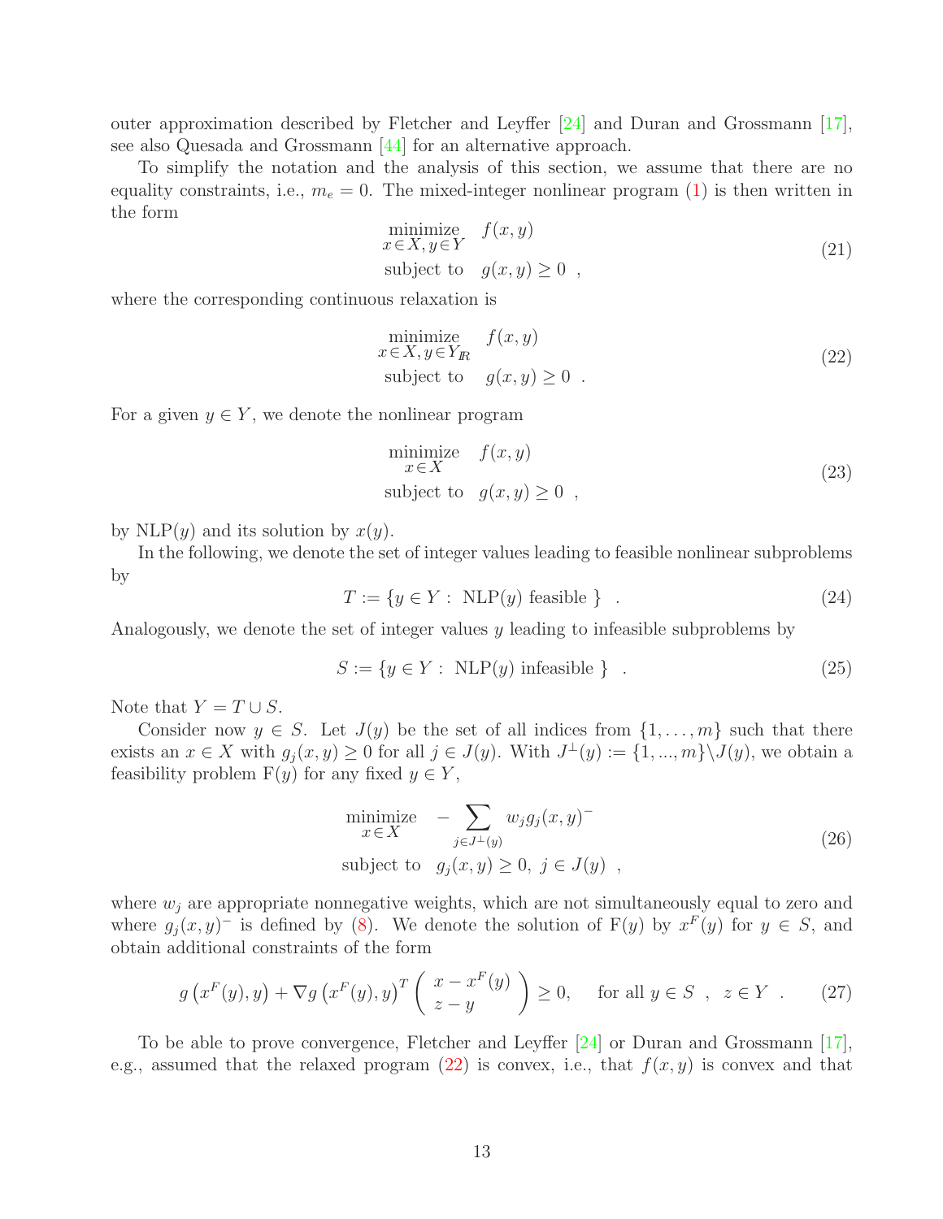outer approximation described by Fletcher and Leyffer [24] and Duran and Grossmann [17], see also Quesada and Grossmann [44] for an alternative approach.

To simplify the notation and the analysis of this section, we assume that there are no equality constraints, i.e., $m_e = 0$. The mixed-integer nonlinear program (1) is then written in the form

$$
\begin{array}{ll}
\underset{x \in X,\, y \in Y}{\text{minimize}} & f(x,y) \\
\text{subject to} & g(x,y) \geq 0 \ ,
\end{array}
\tag{21}
$$

where the corresponding continuous relaxation is

$$
\begin{array}{ll}
\underset{x \in X,\, y \in Y_{I\!R}}{\text{minimize}} & f(x,y) \\
\text{subject to} & g(x,y) \geq 0 \ .
\end{array}
\tag{22}
$$

For a given $y \in Y$, we denote the nonlinear program

$$
\begin{array}{ll}
\underset{x \in X}{\text{minimize}} & f(x,y) \\
\text{subject to} & g(x,y) \geq 0 \ ,
\end{array}
\tag{23}
$$

by $\mathrm{NLP}(y)$ and its solution by $x(y)$.

In the following, we denote the set of integer values leading to feasible nonlinear subproblems by

$$
T := \{ y \in Y : \ \mathrm{NLP}(y) \text{ feasible } \} \quad . \tag{24}
$$

Analogously, we denote the set of integer values $y$ leading to infeasible subproblems by

$$
S := \{ y \in Y : \ \mathrm{NLP}(y) \text{ infeasible } \} \quad . \tag{25}
$$

Note that $Y = T \cup S$.

Consider now $y \in S$. Let $J(y)$ be the set of all indices from $\{1, \ldots, m\}$ such that there exists an $x \in X$ with $g_j(x,y) \geq 0$ for all $j \in J(y)$. With $J^{\perp}(y) := \{1, ..., m\} \backslash J(y)$, we obtain a feasibility problem $\mathrm{F}(y)$ for any fixed $y \in Y$,

$$
\begin{array}{ll}
\underset{x \in X}{\text{minimize}} & - \displaystyle\sum_{j \in J^{\perp}(y)} w_j g_j(x,y)^- \\
\text{subject to} & g_j(x,y) \geq 0, \ j \in J(y) \ ,
\end{array}
\tag{26}
$$

where $w_j$ are appropriate nonnegative weights, which are not simultaneously equal to zero and where $g_j(x,y)^-$ is defined by (8). We denote the solution of $\mathrm{F}(y)$ by $x^F(y)$ for $y \in S$, and obtain additional constraints of the form

$$
g\left(x^F(y), y\right) + \nabla g\left(x^F(y), y\right)^T \begin{pmatrix} x - x^F(y) \\ z - y \end{pmatrix} \geq 0, \quad \text{for all } y \in S \ , \ z \in Y \ . \tag{27}
$$

To be able to prove convergence, Fletcher and Leyffer [24] or Duran and Grossmann [17], e.g., assumed that the relaxed program (22) is convex, i.e., that $f(x,y)$ is convex and that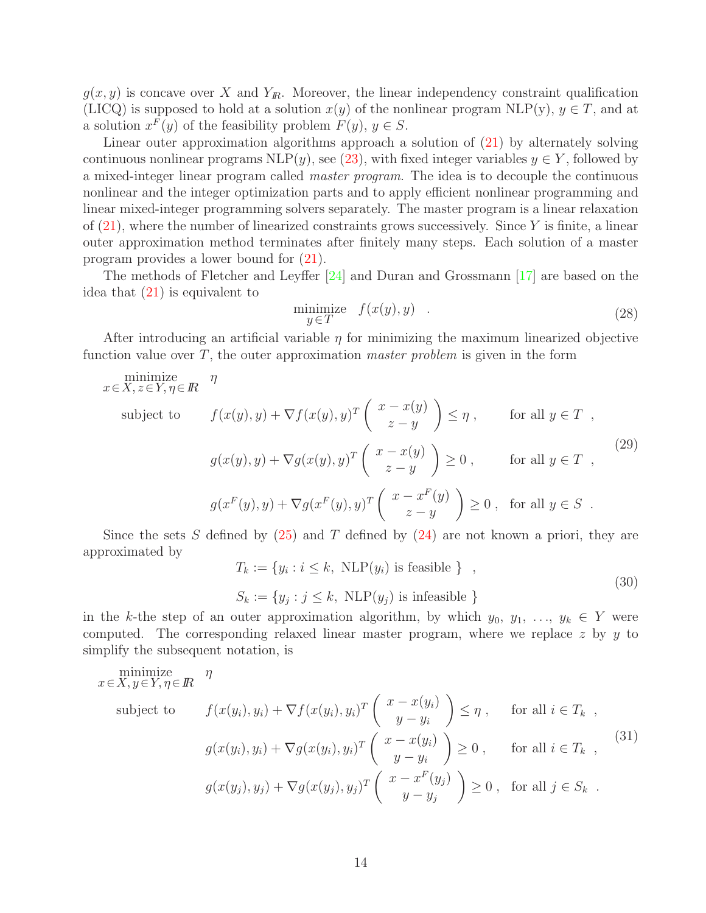$g(x, y)$ is concave over $X$ and $Y_{I\!R}$. Moreover, the linear independency constraint qualification (LICQ) is supposed to hold at a solution $x(y)$ of the nonlinear program NLP(y), $y \in T$, and at a solution $x^F(y)$ of the feasibility problem $F(y)$, $y \in S$.

Linear outer approximation algorithms approach a solution of (21) by alternately solving continuous nonlinear programs NLP($y$), see (23), with fixed integer variables $y \in Y$, followed by a mixed-integer linear program called *master program*. The idea is to decouple the continuous nonlinear and the integer optimization parts and to apply efficient nonlinear programming and linear mixed-integer programming solvers separately. The master program is a linear relaxation of (21), where the number of linearized constraints grows successively. Since $Y$ is finite, a linear outer approximation method terminates after finitely many steps. Each solution of a master program provides a lower bound for (21).

The methods of Fletcher and Leyffer [24] and Duran and Grossmann [17] are based on the idea that (21) is equivalent to

$$\underset{y \in T}{\text{minimize}} \quad f(x(y), y) \quad . \tag{28}$$

After introducing an artificial variable $\eta$ for minimizing the maximum linearized objective function value over $T$, the outer approximation *master problem* is given in the form

$$\begin{array}{lll}
\underset{x \in X, z \in Y, \eta \in I\!R}{\text{minimize}} & \eta & \\
\text{subject to} & f(x(y), y) + \nabla f(x(y), y)^T \begin{pmatrix} x - x(y) \\ z - y \end{pmatrix} \leq \eta \, , & \text{for all } y \in T \ , \\
& g(x(y), y) + \nabla g(x(y), y)^T \begin{pmatrix} x - x(y) \\ z - y \end{pmatrix} \geq 0 \, , & \text{for all } y \in T \ , \\
& g(x^F(y), y) + \nabla g(x^F(y), y)^T \begin{pmatrix} x - x^F(y) \\ z - y \end{pmatrix} \geq 0 \, , & \text{for all } y \in S \ .
\end{array} \tag{29}$$

Since the sets $S$ defined by (25) and $T$ defined by (24) are not known a priori, they are approximated by

$$\begin{array}{l}
T_k := \{ y_i : i \leq k, \ \text{NLP}(y_i) \text{ is feasible } \} \quad , \\
S_k := \{ y_j : j \leq k, \ \text{NLP}(y_j) \text{ is infeasible } \}
\end{array} \tag{30}$$

in the $k$-the step of an outer approximation algorithm, by which $y_0, \ y_1, \ \ldots, \ y_k \in Y$ were computed. The corresponding relaxed linear master program, where we replace $z$ by $y$ to simplify the subsequent notation, is

$$\begin{array}{lll}
\underset{x \in X, y \in Y, \eta \in I\!R}{\text{minimize}} & \eta & \\
\text{subject to} & f(x(y_i), y_i) + \nabla f(x(y_i), y_i)^T \begin{pmatrix} x - x(y_i) \\ y - y_i \end{pmatrix} \leq \eta \, , & \text{for all } i \in T_k \ , \\
& g(x(y_i), y_i) + \nabla g(x(y_i), y_i)^T \begin{pmatrix} x - x(y_i) \\ y - y_i \end{pmatrix} \geq 0 \, , & \text{for all } i \in T_k \ , \\
& g(x(y_j), y_j) + \nabla g(x(y_j), y_j)^T \begin{pmatrix} x - x^F(y_j) \\ y - y_j \end{pmatrix} \geq 0 \, , & \text{for all } j \in S_k \ .
\end{array} \tag{31}$$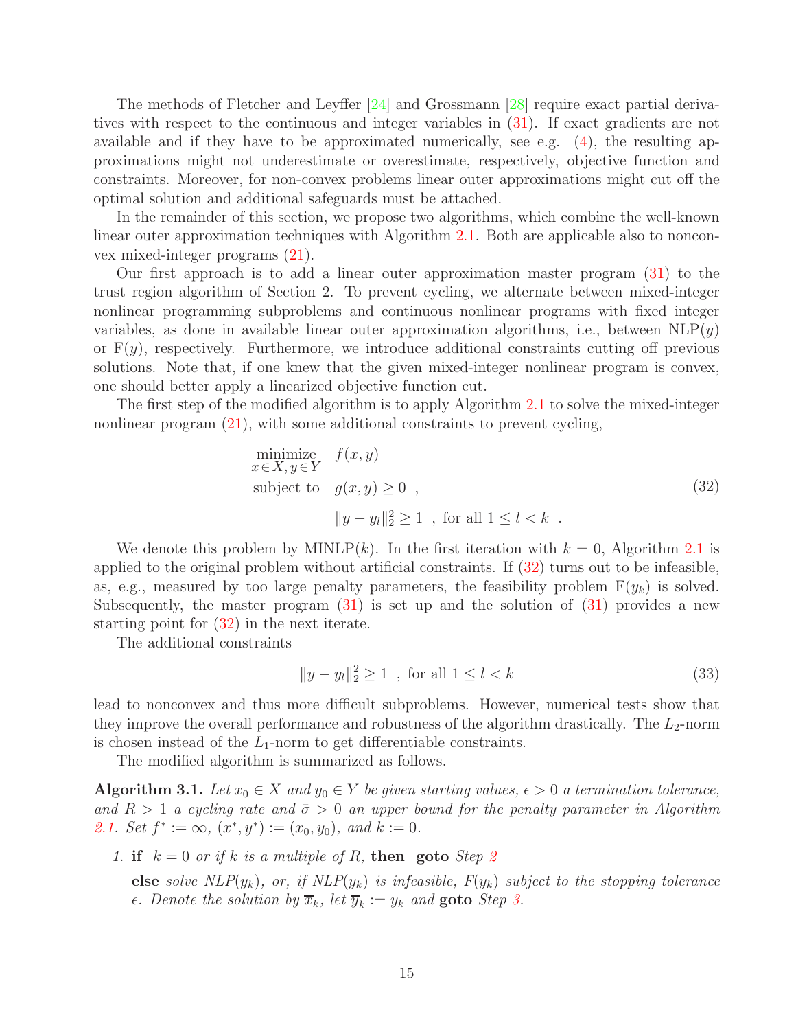The methods of Fletcher and Leyffer [24] and Grossmann [28] require exact partial derivatives with respect to the continuous and integer variables in (31). If exact gradients are not available and if they have to be approximated numerically, see e.g. (4), the resulting approximations might not underestimate or overestimate, respectively, objective function and constraints. Moreover, for non-convex problems linear outer approximations might cut off the optimal solution and additional safeguards must be attached.

In the remainder of this section, we propose two algorithms, which combine the well-known linear outer approximation techniques with Algorithm 2.1. Both are applicable also to nonconvex mixed-integer programs (21).

Our first approach is to add a linear outer approximation master program (31) to the trust region algorithm of Section 2. To prevent cycling, we alternate between mixed-integer nonlinear programming subproblems and continuous nonlinear programs with fixed integer variables, as done in available linear outer approximation algorithms, i.e., between NLP($y$) or F($y$), respectively. Furthermore, we introduce additional constraints cutting off previous solutions. Note that, if one knew that the given mixed-integer nonlinear program is convex, one should better apply a linearized objective function cut.

The first step of the modified algorithm is to apply Algorithm 2.1 to solve the mixed-integer nonlinear program (21), with some additional constraints to prevent cycling,

$$
\begin{aligned}
\underset{x \in X,\, y \in Y}{\text{minimize}} \quad & f(x, y) \\
\text{subject to} \quad & g(x, y) \geq 0 \ , \\
& \|y - y_l\|_2^2 \geq 1 \ , \ \text{for all } 1 \leq l < k \ .
\end{aligned}
\tag{32}
$$

We denote this problem by MINLP($k$). In the first iteration with $k = 0$, Algorithm 2.1 is applied to the original problem without artificial constraints. If (32) turns out to be infeasible, as, e.g., measured by too large penalty parameters, the feasibility problem F($y_k$) is solved. Subsequently, the master program (31) is set up and the solution of (31) provides a new starting point for (32) in the next iterate.

The additional constraints

$$
\|y - y_l\|_2^2 \geq 1 \ , \ \text{for all } 1 \leq l < k \tag{33}
$$

lead to nonconvex and thus more difficult subproblems. However, numerical tests show that they improve the overall performance and robustness of the algorithm drastically. The $L_2$-norm is chosen instead of the $L_1$-norm to get differentiable constraints.

The modified algorithm is summarized as follows.

**Algorithm 3.1.** *Let $x_0 \in X$ and $y_0 \in Y$ be given starting values, $\epsilon > 0$ a termination tolerance, and $R > 1$ a cycling rate and $\bar{\sigma} > 0$ an upper bound for the penalty parameter in Algorithm 2.1. Set $f^* := \infty$, $(x^*, y^*) := (x_0, y_0)$, and $k := 0$.*

1. **if** *$k = 0$ or if $k$ is a multiple of $R$,* **then goto** *Step 2*

   **else** *solve NLP($y_k$), or, if NLP($y_k$) is infeasible, F($y_k$) subject to the stopping tolerance $\epsilon$. Denote the solution by $\overline{x}_k$, let $\overline{y}_k := y_k$ and* **goto** *Step 3.*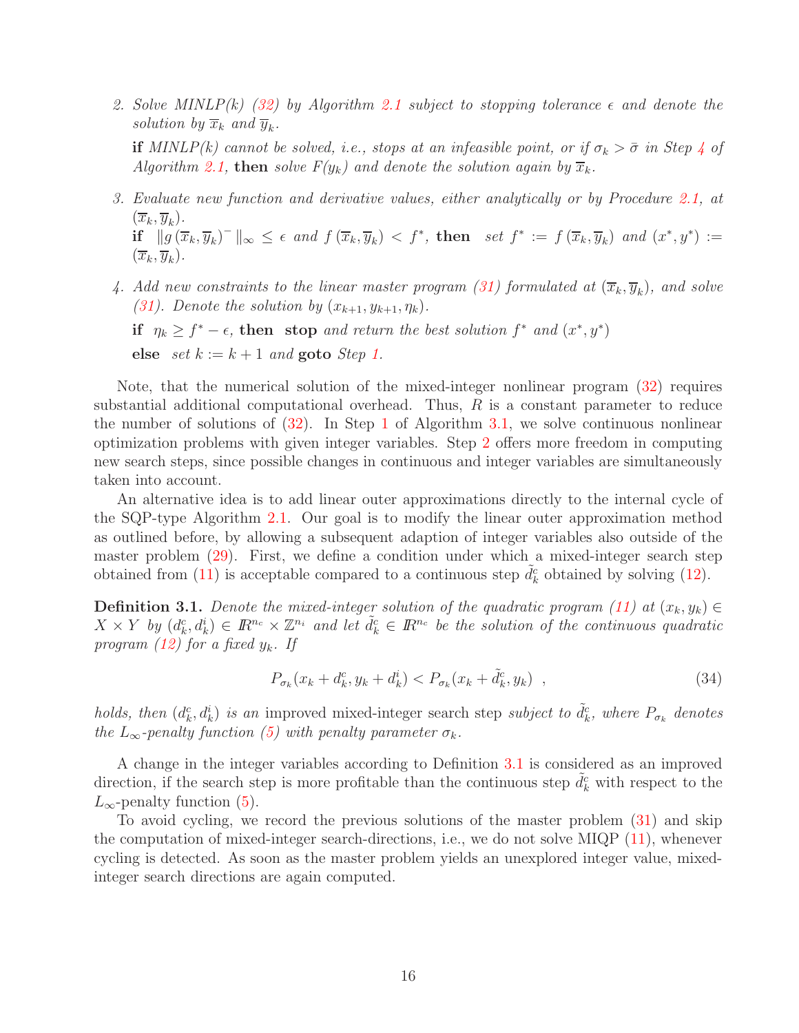2. *Solve MINLP(k) (32) by Algorithm 2.1 subject to stopping tolerance $\epsilon$ and denote the solution by $\overline{x}_k$ and $\overline{y}_k$.*

   **if** *MINLP(k) cannot be solved, i.e., stops at an infeasible point, or if $\sigma_k > \bar{\sigma}$ in Step 4 of Algorithm 2.1,* **then** *solve $F(y_k)$ and denote the solution again by $\overline{x}_k$.*

3. *Evaluate new function and derivative values, either analytically or by Procedure 2.1, at $(\overline{x}_k, \overline{y}_k)$.*

   **if** $\|g(\overline{x}_k, \overline{y}_k)^-\|_\infty \leq \epsilon$ *and* $f(\overline{x}_k, \overline{y}_k) < f^*$, **then** *set* $f^* := f(\overline{x}_k, \overline{y}_k)$ *and* $(x^*, y^*) := (\overline{x}_k, \overline{y}_k)$.

4. *Add new constraints to the linear master program (31) formulated at $(\overline{x}_k, \overline{y}_k)$, and solve (31). Denote the solution by $(x_{k+1}, y_{k+1}, \eta_k)$.*

   **if** $\eta_k \geq f^* - \epsilon$, **then** **stop** *and return the best solution $f^*$ and $(x^*, y^*)$*

   **else** *set $k := k + 1$ and* **goto** *Step 1.*

Note, that the numerical solution of the mixed-integer nonlinear program (32) requires substantial additional computational overhead. Thus, $R$ is a constant parameter to reduce the number of solutions of (32). In Step 1 of Algorithm 3.1, we solve continuous nonlinear optimization problems with given integer variables. Step 2 offers more freedom in computing new search steps, since possible changes in continuous and integer variables are simultaneously taken into account.

An alternative idea is to add linear outer approximations directly to the internal cycle of the SQP-type Algorithm 2.1. Our goal is to modify the linear outer approximation method as outlined before, by allowing a subsequent adaption of integer variables also outside of the master problem (29). First, we define a condition under which a mixed-integer search step obtained from (11) is acceptable compared to a continuous step $\tilde{d}_k^c$ obtained by solving (12).

**Definition 3.1.** *Denote the mixed-integer solution of the quadratic program (11) at $(x_k, y_k) \in X \times Y$ by $(d_k^c, d_k^i) \in I\!R^{n_c} \times \mathbb{Z}^{n_i}$ and let $\tilde{d}_k^c \in I\!R^{n_c}$ be the solution of the continuous quadratic program (12) for a fixed $y_k$. If*

$$P_{\sigma_k}(x_k + d_k^c, y_k + d_k^i) < P_{\sigma_k}(x_k + \tilde{d}_k^c, y_k) \quad , \tag{34}$$

*holds, then $(d_k^c, d_k^i)$ is an* improved mixed-integer search step *subject to $\tilde{d}_k^c$, where $P_{\sigma_k}$ denotes the $L_\infty$-penalty function (5) with penalty parameter $\sigma_k$.*

A change in the integer variables according to Definition 3.1 is considered as an improved direction, if the search step is more profitable than the continuous step $\tilde{d}_k^c$ with respect to the $L_\infty$-penalty function (5).

To avoid cycling, we record the previous solutions of the master problem (31) and skip the computation of mixed-integer search-directions, i.e., we do not solve MIQP (11), whenever cycling is detected. As soon as the master problem yields an unexplored integer value, mixed-integer search directions are again computed.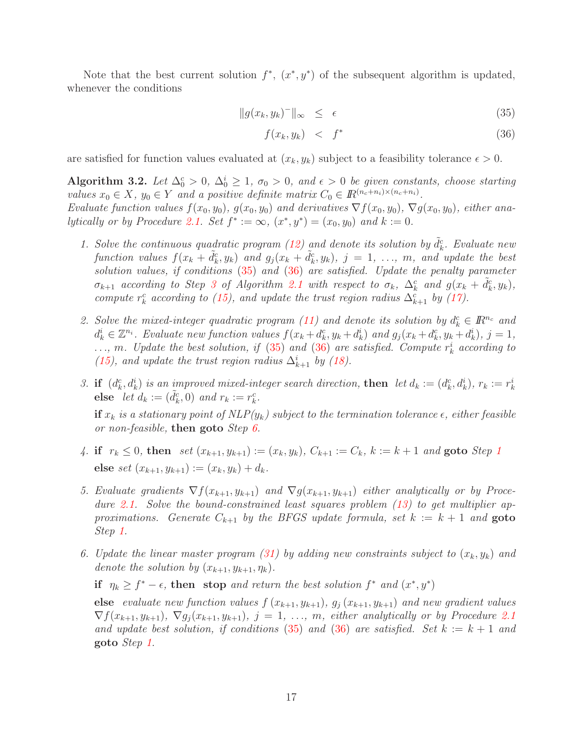Note that the best current solution $f^*$, $(x^*, y^*)$ of the subsequent algorithm is updated, whenever the conditions

$$\|g(x_k, y_k)^-\|_\infty \leq \epsilon \tag{35}$$

$$f(x_k, y_k) < f^* \tag{36}$$

are satisfied for function values evaluated at $(x_k, y_k)$ subject to a feasibility tolerance $\epsilon > 0$.

**Algorithm 3.2.** *Let $\Delta_0^c > 0$, $\Delta_0^i \geq 1$, $\sigma_0 > 0$, and $\epsilon > 0$ be given constants, choose starting values $x_0 \in X$, $y_0 \in Y$ and a positive definite matrix $C_0 \in \mathbb{R}^{(n_c+n_i)\times(n_c+n_i)}$.*
*Evaluate function values $f(x_0, y_0)$, $g(x_0, y_0)$ and derivatives $\nabla f(x_0, y_0)$, $\nabla g(x_0, y_0)$, either analytically or by Procedure 2.1. Set $f^* := \infty$, $(x^*, y^*) = (x_0, y_0)$ and $k := 0$.*

1. *Solve the continuous quadratic program (12) and denote its solution by $\tilde{d}_k^c$. Evaluate new function values $f(x_k + \tilde{d}_k^c, y_k)$ and $g_j(x_k + \tilde{d}_k^c, y_k)$, $j = 1, \ldots, m$, and update the best solution values, if conditions (35) and (36) are satisfied. Update the penalty parameter $\sigma_{k+1}$ according to Step 3 of Algorithm 2.1 with respect to $\sigma_k$, $\Delta_k^c$ and $g(x_k + \tilde{d}_k^c, y_k)$, compute $r_k^c$ according to (15), and update the trust region radius $\Delta_{k+1}^c$ by (17).*

2. *Solve the mixed-integer quadratic program (11) and denote its solution by $d_k^c \in \mathbb{R}^{n_c}$ and $d_k^i \in \mathbb{Z}^{n_i}$. Evaluate new function values $f(x_k + d_k^c, y_k + d_k^i)$ and $g_j(x_k + d_k^c, y_k + d_k^i)$, $j = 1, \ldots, m$. Update the best solution, if (35) and (36) are satisfied. Compute $r_k^i$ according to (15), and update the trust region radius $\Delta_{k+1}^i$ by (18).*

3. **if** *$(d_k^c, d_k^i)$ is an improved mixed-integer search direction,* **then** *let $d_k := (d_k^c, d_k^i)$, $r_k := r_k^i$*
   **else** *let $d_k := (\tilde{d}_k^c, 0)$ and $r_k := r_k^c$.*

   **if** *$x_k$ is a stationary point of NLP($y_k$) subject to the termination tolerance $\epsilon$, either feasible or non-feasible,* **then goto** *Step 6.*

4. **if** $r_k \leq 0$, **then** *set $(x_{k+1}, y_{k+1}) := (x_k, y_k)$, $C_{k+1} := C_k$, $k := k + 1$ and* **goto** *Step 1*
   **else** *set $(x_{k+1}, y_{k+1}) := (x_k, y_k) + d_k$.*

5. *Evaluate gradients $\nabla f(x_{k+1}, y_{k+1})$ and $\nabla g(x_{k+1}, y_{k+1})$ either analytically or by Procedure 2.1. Solve the bound-constrained least squares problem (13) to get multiplier approximations. Generate $C_{k+1}$ by the BFGS update formula, set $k := k + 1$ and* **goto** *Step 1.*

6. *Update the linear master program (31) by adding new constraints subject to $(x_k, y_k)$ and denote the solution by $(x_{k+1}, y_{k+1}, \eta_k)$.*

   **if** $\eta_k \geq f^* - \epsilon$, **then stop** *and return the best solution $f^*$ and $(x^*, y^*)$*

   **else** *evaluate new function values $f(x_{k+1}, y_{k+1})$, $g_j(x_{k+1}, y_{k+1})$ and new gradient values $\nabla f(x_{k+1}, y_{k+1})$, $\nabla g_j(x_{k+1}, y_{k+1})$, $j = 1, \ldots, m$, either analytically or by Procedure 2.1 and update best solution, if conditions (35) and (36) are satisfied. Set $k := k + 1$ and* **goto** *Step 1.*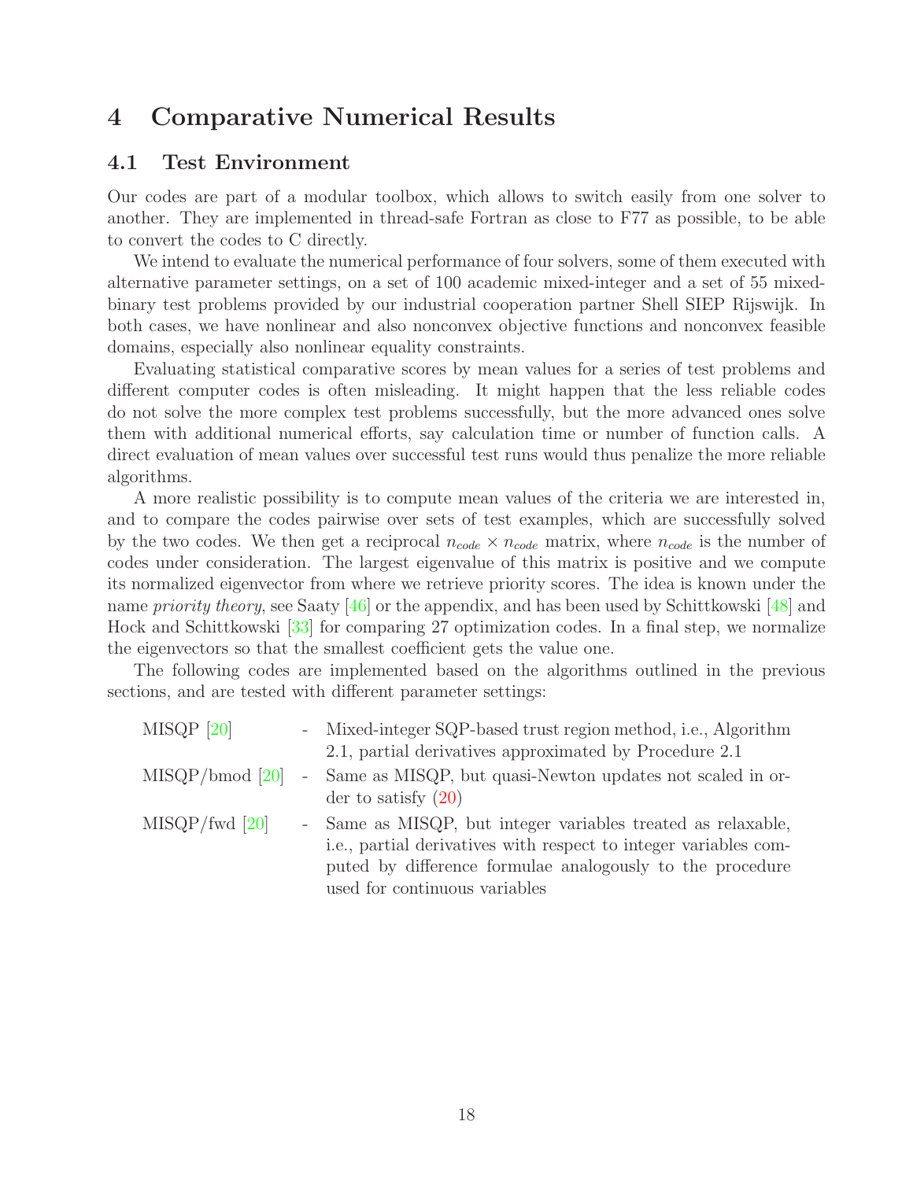# 4 Comparative Numerical Results

## 4.1 Test Environment

Our codes are part of a modular toolbox, which allows to switch easily from one solver to another. They are implemented in thread-safe Fortran as close to F77 as possible, to be able to convert the codes to C directly.

We intend to evaluate the numerical performance of four solvers, some of them executed with alternative parameter settings, on a set of 100 academic mixed-integer and a set of 55 mixed-binary test problems provided by our industrial cooperation partner Shell SIEP Rijswijk. In both cases, we have nonlinear and also nonconvex objective functions and nonconvex feasible domains, especially also nonlinear equality constraints.

Evaluating statistical comparative scores by mean values for a series of test problems and different computer codes is often misleading. It might happen that the less reliable codes do not solve the more complex test problems successfully, but the more advanced ones solve them with additional numerical efforts, say calculation time or number of function calls. A direct evaluation of mean values over successful test runs would thus penalize the more reliable algorithms.

A more realistic possibility is to compute mean values of the criteria we are interested in, and to compare the codes pairwise over sets of test examples, which are successfully solved by the two codes. We then get a reciprocal $n_{code} \times n_{code}$ matrix, where $n_{code}$ is the number of codes under consideration. The largest eigenvalue of this matrix is positive and we compute its normalized eigenvector from where we retrieve priority scores. The idea is known under the name *priority theory*, see Saaty [46] or the appendix, and has been used by Schittkowski [48] and Hock and Schittkowski [33] for comparing 27 optimization codes. In a final step, we normalize the eigenvectors so that the smallest coefficient gets the value one.

The following codes are implemented based on the algorithms outlined in the previous sections, and are tested with different parameter settings:

| | | |
|---|---|---|
| MISQP [20] | - | Mixed-integer SQP-based trust region method, i.e., Algorithm 2.1, partial derivatives approximated by Procedure 2.1 |
| MISQP/bmod [20] | - | Same as MISQP, but quasi-Newton updates not scaled in order to satisfy (20) |
| MISQP/fwd [20] | - | Same as MISQP, but integer variables treated as relaxable, i.e., partial derivatives with respect to integer variables computed by difference formulae analogously to the procedure used for continuous variables |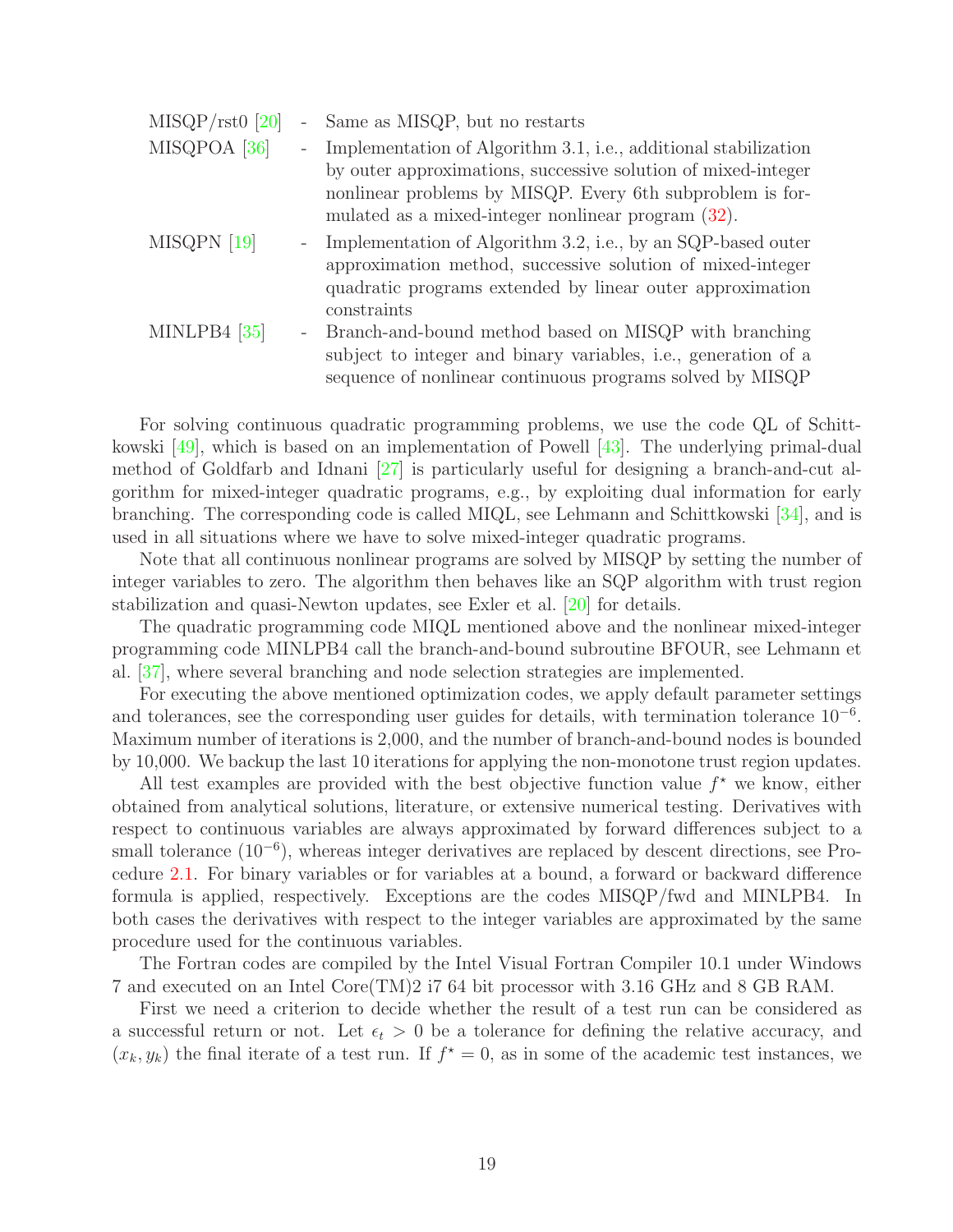| | | |
|---|---|---|
| MISQP/rst0 [20] | - | Same as MISQP, but no restarts |
| MISQPOA [36] | - | Implementation of Algorithm 3.1, i.e., additional stabilization by outer approximations, successive solution of mixed-integer nonlinear problems by MISQP. Every 6th subproblem is formulated as a mixed-integer nonlinear program (32). |
| MISQPN [19] | - | Implementation of Algorithm 3.2, i.e., by an SQP-based outer approximation method, successive solution of mixed-integer quadratic programs extended by linear outer approximation constraints |
| MINLPB4 [35] | - | Branch-and-bound method based on MISQP with branching subject to integer and binary variables, i.e., generation of a sequence of nonlinear continuous programs solved by MISQP |

For solving continuous quadratic programming problems, we use the code QL of Schittkowski [49], which is based on an implementation of Powell [43]. The underlying primal-dual method of Goldfarb and Idnani [27] is particularly useful for designing a branch-and-cut algorithm for mixed-integer quadratic programs, e.g., by exploiting dual information for early branching. The corresponding code is called MIQL, see Lehmann and Schittkowski [34], and is used in all situations where we have to solve mixed-integer quadratic programs.

Note that all continuous nonlinear programs are solved by MISQP by setting the number of integer variables to zero. The algorithm then behaves like an SQP algorithm with trust region stabilization and quasi-Newton updates, see Exler et al. [20] for details.

The quadratic programming code MIQL mentioned above and the nonlinear mixed-integer programming code MINLPB4 call the branch-and-bound subroutine BFOUR, see Lehmann et al. [37], where several branching and node selection strategies are implemented.

For executing the above mentioned optimization codes, we apply default parameter settings and tolerances, see the corresponding user guides for details, with termination tolerance $10^{-6}$. Maximum number of iterations is 2,000, and the number of branch-and-bound nodes is bounded by 10,000. We backup the last 10 iterations for applying the non-monotone trust region updates.

All test examples are provided with the best objective function value $f^\star$ we know, either obtained from analytical solutions, literature, or extensive numerical testing. Derivatives with respect to continuous variables are always approximated by forward differences subject to a small tolerance ($10^{-6}$), whereas integer derivatives are replaced by descent directions, see Procedure 2.1. For binary variables or for variables at a bound, a forward or backward difference formula is applied, respectively. Exceptions are the codes MISQP/fwd and MINLPB4. In both cases the derivatives with respect to the integer variables are approximated by the same procedure used for the continuous variables.

The Fortran codes are compiled by the Intel Visual Fortran Compiler 10.1 under Windows 7 and executed on an Intel Core(TM)2 i7 64 bit processor with 3.16 GHz and 8 GB RAM.

First we need a criterion to decide whether the result of a test run can be considered as a successful return or not. Let $\epsilon_t > 0$ be a tolerance for defining the relative accuracy, and $(x_k, y_k)$ the final iterate of a test run. If $f^\star = 0$, as in some of the academic test instances, we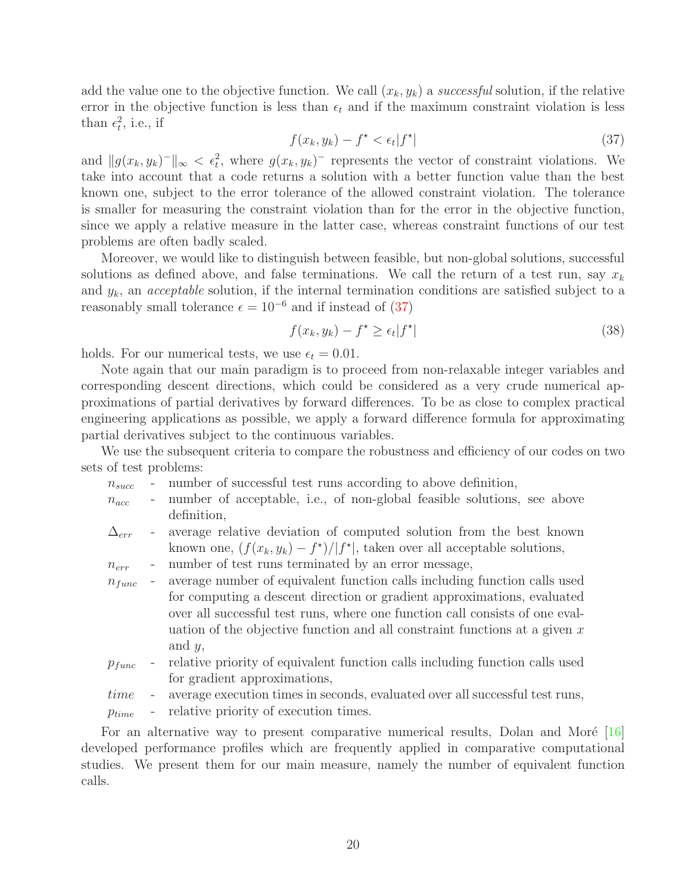add the value one to the objective function. We call $(x_k, y_k)$ a *successful* solution, if the relative error in the objective function is less than $\epsilon_t$ and if the maximum constraint violation is less than $\epsilon_t^2$, i.e., if

$$f(x_k, y_k) - f^\star < \epsilon_t |f^\star| \tag{37}$$

and $\|g(x_k, y_k)^-\|_\infty < \epsilon_t^2$, where $g(x_k, y_k)^-$ represents the vector of constraint violations. We take into account that a code returns a solution with a better function value than the best known one, subject to the error tolerance of the allowed constraint violation. The tolerance is smaller for measuring the constraint violation than for the error in the objective function, since we apply a relative measure in the latter case, whereas constraint functions of our test problems are often badly scaled.

Moreover, we would like to distinguish between feasible, but non-global solutions, successful solutions as defined above, and false terminations. We call the return of a test run, say $x_k$ and $y_k$, an *acceptable* solution, if the internal termination conditions are satisfied subject to a reasonably small tolerance $\epsilon = 10^{-6}$ and if instead of (37)

$$f(x_k, y_k) - f^\star \geq \epsilon_t |f^\star| \tag{38}$$

holds. For our numerical tests, we use $\epsilon_t = 0.01$.

Note again that our main paradigm is to proceed from non-relaxable integer variables and corresponding descent directions, which could be considered as a very crude numerical approximations of partial derivatives by forward differences. To be as close to complex practical engineering applications as possible, we apply a forward difference formula for approximating partial derivatives subject to the continuous variables.

We use the subsequent criteria to compare the robustness and efficiency of our codes on two sets of test problems:

- $n_{succ}$ - number of successful test runs according to above definition,
- $n_{acc}$ - number of acceptable, i.e., of non-global feasible solutions, see above definition,
- $\Delta_{err}$ - average relative deviation of computed solution from the best known known one, $(f(x_k, y_k) - f^\star)/|f^\star|$, taken over all acceptable solutions,
- $n_{err}$ - number of test runs terminated by an error message,
- $n_{func}$ - average number of equivalent function calls including function calls used for computing a descent direction or gradient approximations, evaluated over all successful test runs, where one function call consists of one evaluation of the objective function and all constraint functions at a given $x$ and $y$,
- $p_{func}$ - relative priority of equivalent function calls including function calls used for gradient approximations,
- $time$ - average execution times in seconds, evaluated over all successful test runs,
- $p_{time}$ - relative priority of execution times.

For an alternative way to present comparative numerical results, Dolan and Moré [16] developed performance profiles which are frequently applied in comparative computational studies. We present them for our main measure, namely the number of equivalent function calls.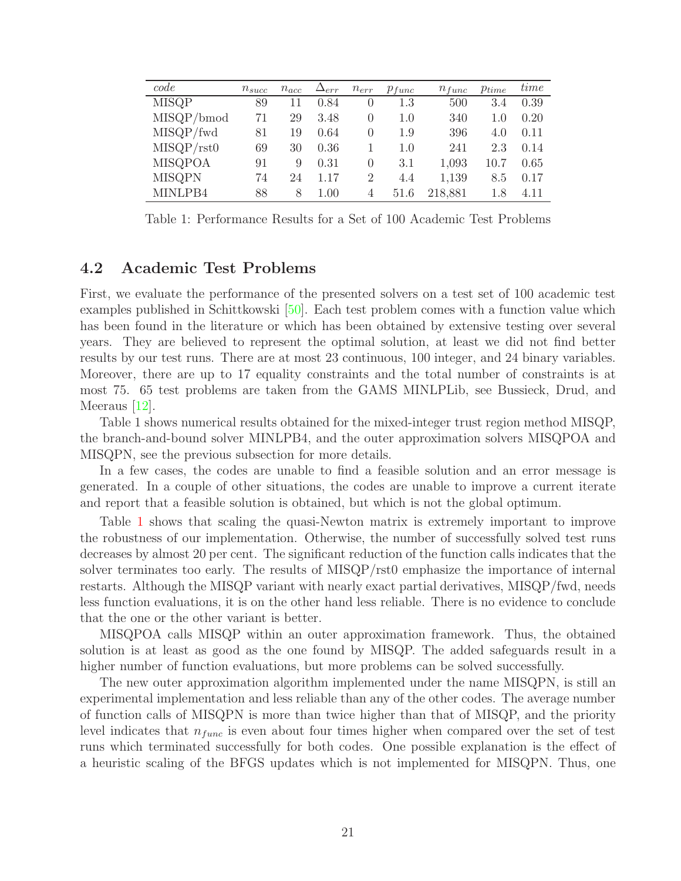| *code* | $n_{succ}$ | $n_{acc}$ | $\Delta_{err}$ | $n_{err}$ | $p_{func}$ | $n_{func}$ | $p_{time}$ | *time* |
|---|---|---|---|---|---|---|---|---|
| MISQP | 89 | 11 | 0.84 | 0 | 1.3 | 500 | 3.4 | 0.39 |
| MISQP/bmod | 71 | 29 | 3.48 | 0 | 1.0 | 340 | 1.0 | 0.20 |
| MISQP/fwd | 81 | 19 | 0.64 | 0 | 1.9 | 396 | 4.0 | 0.11 |
| MISQP/rst0 | 69 | 30 | 0.36 | 1 | 1.0 | 241 | 2.3 | 0.14 |
| MISQPOA | 91 | 9 | 0.31 | 0 | 3.1 | 1,093 | 10.7 | 0.65 |
| MISQPN | 74 | 24 | 1.17 | 2 | 4.4 | 1,139 | 8.5 | 0.17 |
| MINLPB4 | 88 | 8 | 1.00 | 4 | 51.6 | 218,881 | 1.8 | 4.11 |

Table 1: Performance Results for a Set of 100 Academic Test Problems

### 4.2 Academic Test Problems

First, we evaluate the performance of the presented solvers on a test set of 100 academic test examples published in Schittkowski [50]. Each test problem comes with a function value which has been found in the literature or which has been obtained by extensive testing over several years. They are believed to represent the optimal solution, at least we did not find better results by our test runs. There are at most 23 continuous, 100 integer, and 24 binary variables. Moreover, there are up to 17 equality constraints and the total number of constraints is at most 75. 65 test problems are taken from the GAMS MINLPLib, see Bussieck, Drud, and Meeraus [12].

Table 1 shows numerical results obtained for the mixed-integer trust region method MISQP, the branch-and-bound solver MINLPB4, and the outer approximation solvers MISQPOA and MISQPN, see the previous subsection for more details.

In a few cases, the codes are unable to find a feasible solution and an error message is generated. In a couple of other situations, the codes are unable to improve a current iterate and report that a feasible solution is obtained, but which is not the global optimum.

Table 1 shows that scaling the quasi-Newton matrix is extremely important to improve the robustness of our implementation. Otherwise, the number of successfully solved test runs decreases by almost 20 per cent. The significant reduction of the function calls indicates that the solver terminates too early. The results of MISQP/rst0 emphasize the importance of internal restarts. Although the MISQP variant with nearly exact partial derivatives, MISQP/fwd, needs less function evaluations, it is on the other hand less reliable. There is no evidence to conclude that the one or the other variant is better.

MISQPOA calls MISQP within an outer approximation framework. Thus, the obtained solution is at least as good as the one found by MISQP. The added safeguards result in a higher number of function evaluations, but more problems can be solved successfully.

The new outer approximation algorithm implemented under the name MISQPN, is still an experimental implementation and less reliable than any of the other codes. The average number of function calls of MISQPN is more than twice higher than that of MISQP, and the priority level indicates that $n_{func}$ is even about four times higher when compared over the set of test runs which terminated successfully for both codes. One possible explanation is the effect of a heuristic scaling of the BFGS updates which is not implemented for MISQPN. Thus, one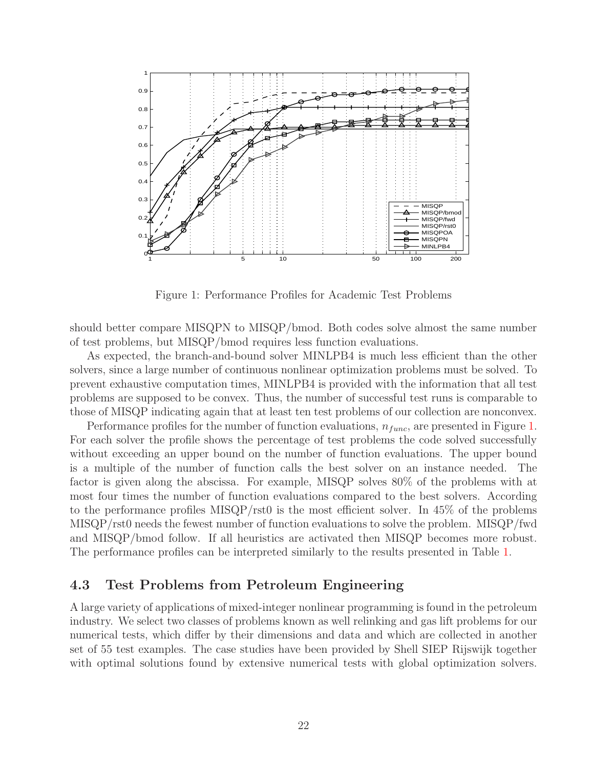Figure 1: Performance Profiles for Academic Test Problems

should better compare MISQPN to MISQP/bmod. Both codes solve almost the same number of test problems, but MISQP/bmod requires less function evaluations.

As expected, the branch-and-bound solver MINLPB4 is much less efficient than the other solvers, since a large number of continuous nonlinear optimization problems must be solved. To prevent exhaustive computation times, MINLPB4 is provided with the information that all test problems are supposed to be convex. Thus, the number of successful test runs is comparable to those of MISQP indicating again that at least ten test problems of our collection are nonconvex.

Performance profiles for the number of function evaluations, $n_{func}$, are presented in Figure 1. For each solver the profile shows the percentage of test problems the code solved successfully without exceeding an upper bound on the number of function evaluations. The upper bound is a multiple of the number of function calls the best solver on an instance needed. The factor is given along the abscissa. For example, MISQP solves 80% of the problems with at most four times the number of function evaluations compared to the best solvers. According to the performance profiles MISQP/rst0 is the most efficient solver. In 45% of the problems MISQP/rst0 needs the fewest number of function evaluations to solve the problem. MISQP/fwd and MISQP/bmod follow. If all heuristics are activated then MISQP becomes more robust. The performance profiles can be interpreted similarly to the results presented in Table 1.

### 4.3 Test Problems from Petroleum Engineering

A large variety of applications of mixed-integer nonlinear programming is found in the petroleum industry. We select two classes of problems known as well relinking and gas lift problems for our numerical tests, which differ by their dimensions and data and which are collected in another set of 55 test examples. The case studies have been provided by Shell SIEP Rijswijk together with optimal solutions found by extensive numerical tests with global optimization solvers.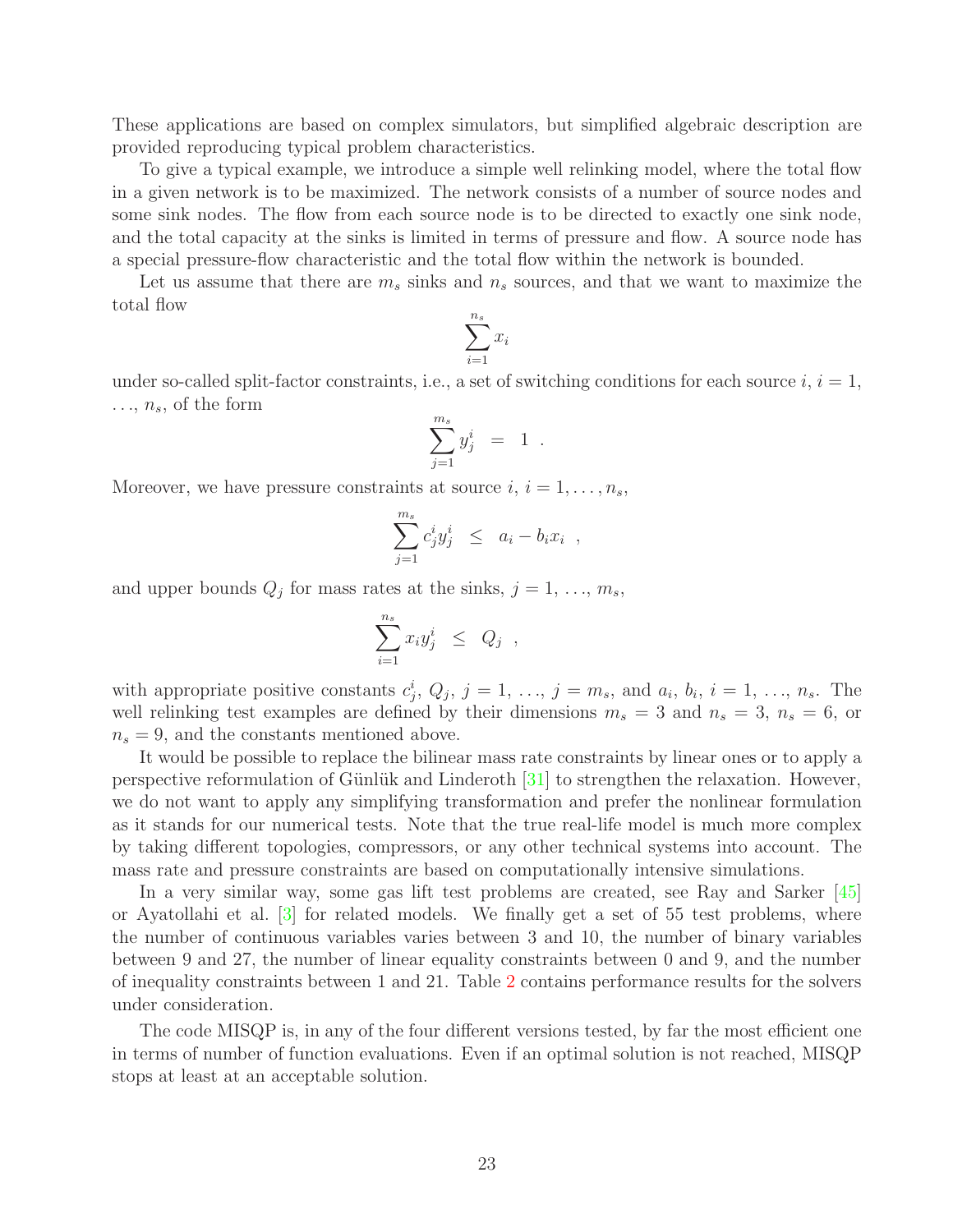These applications are based on complex simulators, but simplified algebraic description are provided reproducing typical problem characteristics.

To give a typical example, we introduce a simple well relinking model, where the total flow in a given network is to be maximized. The network consists of a number of source nodes and some sink nodes. The flow from each source node is to be directed to exactly one sink node, and the total capacity at the sinks is limited in terms of pressure and flow. A source node has a special pressure-flow characteristic and the total flow within the network is bounded.

Let us assume that there are $m_s$ sinks and $n_s$ sources, and that we want to maximize the total flow

$$\sum_{i=1}^{n_s} x_i$$

under so-called split-factor constraints, i.e., a set of switching conditions for each source $i$, $i = 1$, $\ldots$, $n_s$, of the form

$$\sum_{j=1}^{m_s} y_j^i \;\; = \;\; 1 \;\; .$$

Moreover, we have pressure constraints at source $i$, $i = 1, \ldots, n_s$,

$$\sum_{j=1}^{m_s} c_j^i y_j^i \;\; \leq \;\; a_i - b_i x_i \;\; ,$$

and upper bounds $Q_j$ for mass rates at the sinks, $j = 1$, $\ldots$, $m_s$,

$$\sum_{i=1}^{n_s} x_i y_j^i \;\; \leq \;\; Q_j \;\; ,$$

with appropriate positive constants $c_j^i$, $Q_j$, $j = 1$, $\ldots$, $j = m_s$, and $a_i$, $b_i$, $i = 1$, $\ldots$, $n_s$. The well relinking test examples are defined by their dimensions $m_s = 3$ and $n_s = 3$, $n_s = 6$, or $n_s = 9$, and the constants mentioned above.

It would be possible to replace the bilinear mass rate constraints by linear ones or to apply a perspective reformulation of Günlük and Linderoth [31] to strengthen the relaxation. However, we do not want to apply any simplifying transformation and prefer the nonlinear formulation as it stands for our numerical tests. Note that the true real-life model is much more complex by taking different topologies, compressors, or any other technical systems into account. The mass rate and pressure constraints are based on computationally intensive simulations.

In a very similar way, some gas lift test problems are created, see Ray and Sarker [45] or Ayatollahi et al. [3] for related models. We finally get a set of 55 test problems, where the number of continuous variables varies between 3 and 10, the number of binary variables between 9 and 27, the number of linear equality constraints between 0 and 9, and the number of inequality constraints between 1 and 21. Table 2 contains performance results for the solvers under consideration.

The code MISQP is, in any of the four different versions tested, by far the most efficient one in terms of number of function evaluations. Even if an optimal solution is not reached, MISQP stops at least at an acceptable solution.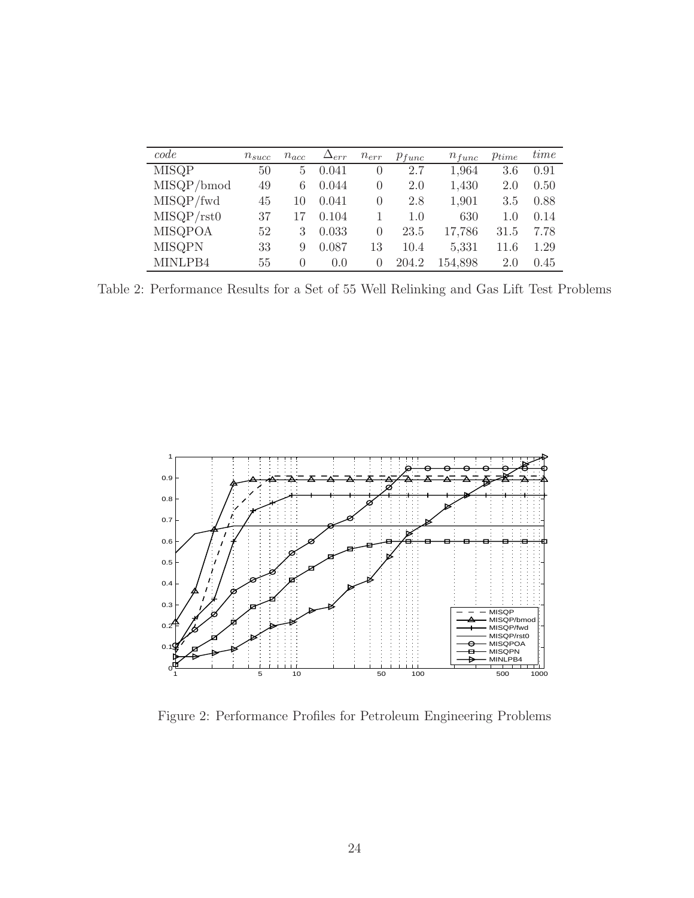| *code* | $n_{succ}$ | $n_{acc}$ | $\Delta_{err}$ | $n_{err}$ | $p_{func}$ | $n_{func}$ | $p_{time}$ | *time* |
|---|---|---|---|---|---|---|---|---|
| MISQP | 50 | 5 | 0.041 | 0 | 2.7 | 1,964 | 3.6 | 0.91 |
| MISQP/bmod | 49 | 6 | 0.044 | 0 | 2.0 | 1,430 | 2.0 | 0.50 |
| MISQP/fwd | 45 | 10 | 0.041 | 0 | 2.8 | 1,901 | 3.5 | 0.88 |
| MISQP/rst0 | 37 | 17 | 0.104 | 1 | 1.0 | 630 | 1.0 | 0.14 |
| MISQPOA | 52 | 3 | 0.033 | 0 | 23.5 | 17,786 | 31.5 | 7.78 |
| MISQPN | 33 | 9 | 0.087 | 13 | 10.4 | 5,331 | 11.6 | 1.29 |
| MINLPB4 | 55 | 0 | 0.0 | 0 | 204.2 | 154,898 | 2.0 | 0.45 |

Table 2: Performance Results for a Set of 55 Well Relinking and Gas Lift Test Problems

Figure 2: Performance Profiles for Petroleum Engineering Problems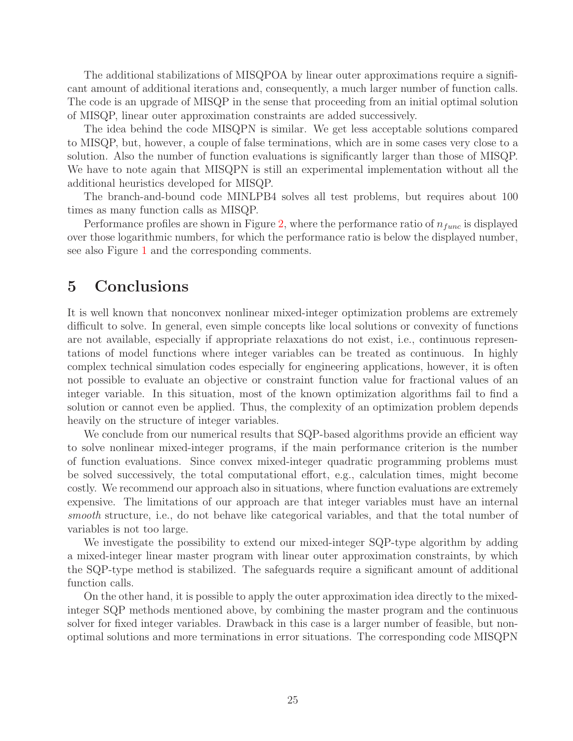The additional stabilizations of MISQPOA by linear outer approximations require a significant amount of additional iterations and, consequently, a much larger number of function calls. The code is an upgrade of MISQP in the sense that proceeding from an initial optimal solution of MISQP, linear outer approximation constraints are added successively.

The idea behind the code MISQPN is similar. We get less acceptable solutions compared to MISQP, but, however, a couple of false terminations, which are in some cases very close to a solution. Also the number of function evaluations is significantly larger than those of MISQP. We have to note again that MISQPN is still an experimental implementation without all the additional heuristics developed for MISQP.

The branch-and-bound code MINLPB4 solves all test problems, but requires about 100 times as many function calls as MISQP.

Performance profiles are shown in Figure 2, where the performance ratio of $n_{func}$ is displayed over those logarithmic numbers, for which the performance ratio is below the displayed number, see also Figure 1 and the corresponding comments.

# 5 Conclusions

It is well known that nonconvex nonlinear mixed-integer optimization problems are extremely difficult to solve. In general, even simple concepts like local solutions or convexity of functions are not available, especially if appropriate relaxations do not exist, i.e., continuous representations of model functions where integer variables can be treated as continuous. In highly complex technical simulation codes especially for engineering applications, however, it is often not possible to evaluate an objective or constraint function value for fractional values of an integer variable. In this situation, most of the known optimization algorithms fail to find a solution or cannot even be applied. Thus, the complexity of an optimization problem depends heavily on the structure of integer variables.

We conclude from our numerical results that SQP-based algorithms provide an efficient way to solve nonlinear mixed-integer programs, if the main performance criterion is the number of function evaluations. Since convex mixed-integer quadratic programming problems must be solved successively, the total computational effort, e.g., calculation times, might become costly. We recommend our approach also in situations, where function evaluations are extremely expensive. The limitations of our approach are that integer variables must have an internal *smooth* structure, i.e., do not behave like categorical variables, and that the total number of variables is not too large.

We investigate the possibility to extend our mixed-integer SQP-type algorithm by adding a mixed-integer linear master program with linear outer approximation constraints, by which the SQP-type method is stabilized. The safeguards require a significant amount of additional function calls.

On the other hand, it is possible to apply the outer approximation idea directly to the mixed-integer SQP methods mentioned above, by combining the master program and the continuous solver for fixed integer variables. Drawback in this case is a larger number of feasible, but non-optimal solutions and more terminations in error situations. The corresponding code MISQPN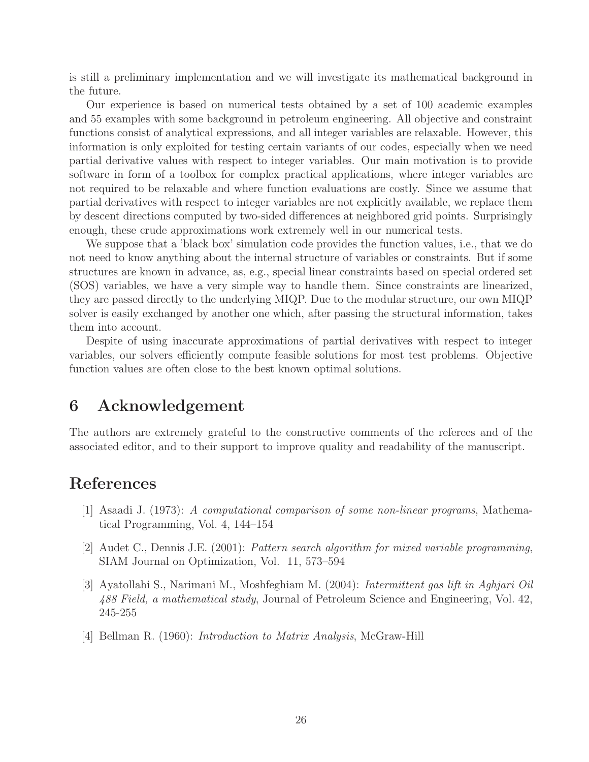is still a preliminary implementation and we will investigate its mathematical background in the future.

Our experience is based on numerical tests obtained by a set of 100 academic examples and 55 examples with some background in petroleum engineering. All objective and constraint functions consist of analytical expressions, and all integer variables are relaxable. However, this information is only exploited for testing certain variants of our codes, especially when we need partial derivative values with respect to integer variables. Our main motivation is to provide software in form of a toolbox for complex practical applications, where integer variables are not required to be relaxable and where function evaluations are costly. Since we assume that partial derivatives with respect to integer variables are not explicitly available, we replace them by descent directions computed by two-sided differences at neighbored grid points. Surprisingly enough, these crude approximations work extremely well in our numerical tests.

We suppose that a 'black box' simulation code provides the function values, i.e., that we do not need to know anything about the internal structure of variables or constraints. But if some structures are known in advance, as, e.g., special linear constraints based on special ordered set (SOS) variables, we have a very simple way to handle them. Since constraints are linearized, they are passed directly to the underlying MIQP. Due to the modular structure, our own MIQP solver is easily exchanged by another one which, after passing the structural information, takes them into account.

Despite of using inaccurate approximations of partial derivatives with respect to integer variables, our solvers efficiently compute feasible solutions for most test problems. Objective function values are often close to the best known optimal solutions.

# 6 Acknowledgement

The authors are extremely grateful to the constructive comments of the referees and of the associated editor, and to their support to improve quality and readability of the manuscript.

# References

[1] Asaadi J. (1973): *A computational comparison of some non-linear programs*, Mathematical Programming, Vol. 4, 144–154

[2] Audet C., Dennis J.E. (2001): *Pattern search algorithm for mixed variable programming*, SIAM Journal on Optimization, Vol. 11, 573–594

[3] Ayatollahi S., Narimani M., Moshfeghiam M. (2004): *Intermittent gas lift in Aghjari Oil 488 Field, a mathematical study*, Journal of Petroleum Science and Engineering, Vol. 42, 245-255

[4] Bellman R. (1960): *Introduction to Matrix Analysis*, McGraw-Hill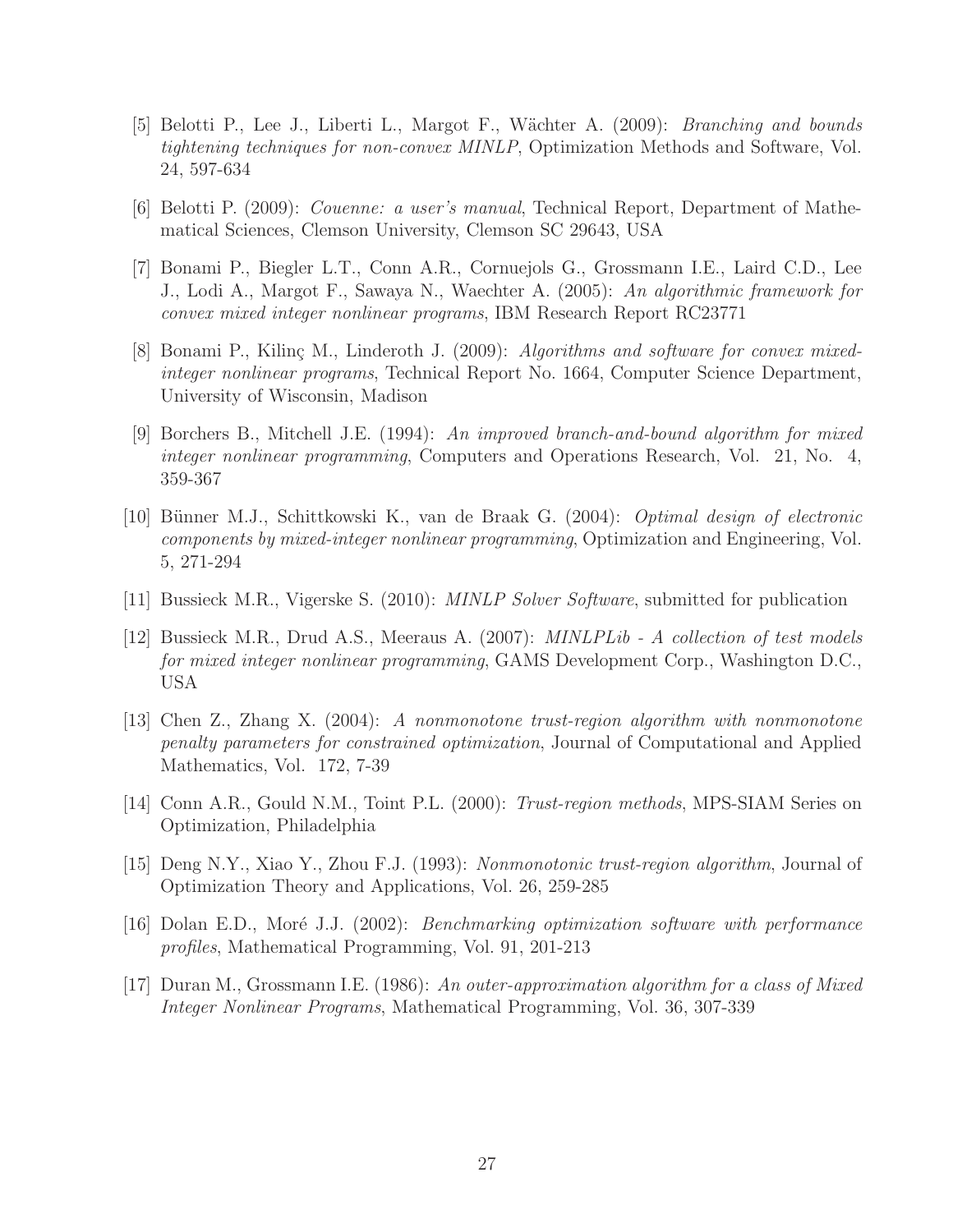[5] Belotti P., Lee J., Liberti L., Margot F., Wächter A. (2009): *Branching and bounds tightening techniques for non-convex MINLP*, Optimization Methods and Software, Vol. 24, 597-634

[6] Belotti P. (2009): *Couenne: a user's manual*, Technical Report, Department of Mathematical Sciences, Clemson University, Clemson SC 29643, USA

[7] Bonami P., Biegler L.T., Conn A.R., Cornuejols G., Grossmann I.E., Laird C.D., Lee J., Lodi A., Margot F., Sawaya N., Waechter A. (2005): *An algorithmic framework for convex mixed integer nonlinear programs*, IBM Research Report RC23771

[8] Bonami P., Kilinç M., Linderoth J. (2009): *Algorithms and software for convex mixed-integer nonlinear programs*, Technical Report No. 1664, Computer Science Department, University of Wisconsin, Madison

[9] Borchers B., Mitchell J.E. (1994): *An improved branch-and-bound algorithm for mixed integer nonlinear programming*, Computers and Operations Research, Vol. 21, No. 4, 359-367

[10] Bünner M.J., Schittkowski K., van de Braak G. (2004): *Optimal design of electronic components by mixed-integer nonlinear programming*, Optimization and Engineering, Vol. 5, 271-294

[11] Bussieck M.R., Vigerske S. (2010): *MINLP Solver Software*, submitted for publication

[12] Bussieck M.R., Drud A.S., Meeraus A. (2007): *MINLPLib - A collection of test models for mixed integer nonlinear programming*, GAMS Development Corp., Washington D.C., USA

[13] Chen Z., Zhang X. (2004): *A nonmonotone trust-region algorithm with nonmonotone penalty parameters for constrained optimization*, Journal of Computational and Applied Mathematics, Vol. 172, 7-39

[14] Conn A.R., Gould N.M., Toint P.L. (2000): *Trust-region methods*, MPS-SIAM Series on Optimization, Philadelphia

[15] Deng N.Y., Xiao Y., Zhou F.J. (1993): *Nonmonotonic trust-region algorithm*, Journal of Optimization Theory and Applications, Vol. 26, 259-285

[16] Dolan E.D., Moré J.J. (2002): *Benchmarking optimization software with performance profiles*, Mathematical Programming, Vol. 91, 201-213

[17] Duran M., Grossmann I.E. (1986): *An outer-approximation algorithm for a class of Mixed Integer Nonlinear Programs*, Mathematical Programming, Vol. 36, 307-339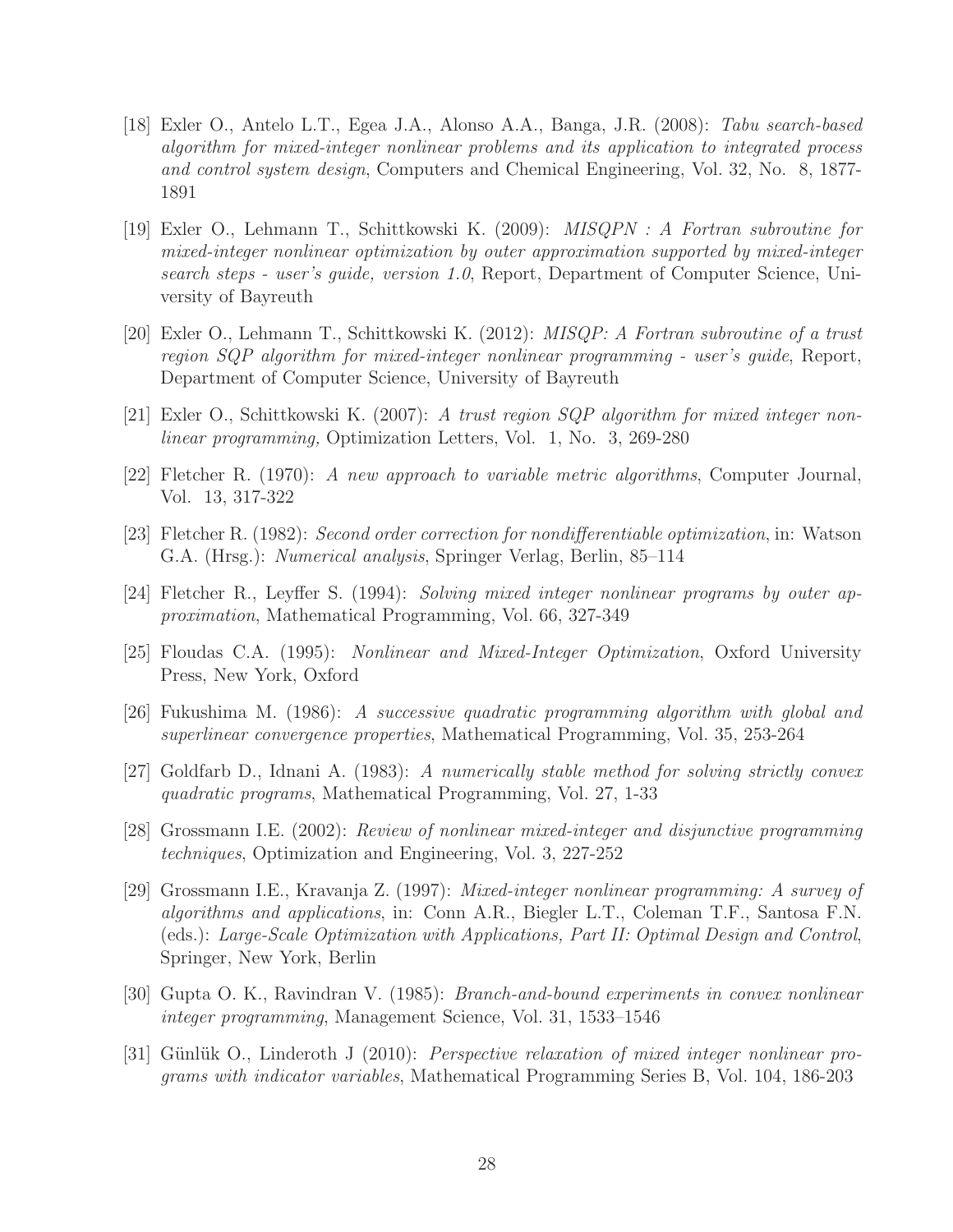[18] Exler O., Antelo L.T., Egea J.A., Alonso A.A., Banga, J.R. (2008): *Tabu search-based algorithm for mixed-integer nonlinear problems and its application to integrated process and control system design*, Computers and Chemical Engineering, Vol. 32, No. 8, 1877-1891

[19] Exler O., Lehmann T., Schittkowski K. (2009): *MISQPN : A Fortran subroutine for mixed-integer nonlinear optimization by outer approximation supported by mixed-integer search steps - user's guide, version 1.0*, Report, Department of Computer Science, University of Bayreuth

[20] Exler O., Lehmann T., Schittkowski K. (2012): *MISQP: A Fortran subroutine of a trust region SQP algorithm for mixed-integer nonlinear programming - user's guide*, Report, Department of Computer Science, University of Bayreuth

[21] Exler O., Schittkowski K. (2007): *A trust region SQP algorithm for mixed integer nonlinear programming,* Optimization Letters, Vol. 1, No. 3, 269-280

[22] Fletcher R. (1970): *A new approach to variable metric algorithms*, Computer Journal, Vol. 13, 317-322

[23] Fletcher R. (1982): *Second order correction for nondifferentiable optimization*, in: Watson G.A. (Hrsg.): *Numerical analysis*, Springer Verlag, Berlin, 85–114

[24] Fletcher R., Leyffer S. (1994): *Solving mixed integer nonlinear programs by outer approximation*, Mathematical Programming, Vol. 66, 327-349

[25] Floudas C.A. (1995): *Nonlinear and Mixed-Integer Optimization*, Oxford University Press, New York, Oxford

[26] Fukushima M. (1986): *A successive quadratic programming algorithm with global and superlinear convergence properties*, Mathematical Programming, Vol. 35, 253-264

[27] Goldfarb D., Idnani A. (1983): *A numerically stable method for solving strictly convex quadratic programs*, Mathematical Programming, Vol. 27, 1-33

[28] Grossmann I.E. (2002): *Review of nonlinear mixed-integer and disjunctive programming techniques*, Optimization and Engineering, Vol. 3, 227-252

[29] Grossmann I.E., Kravanja Z. (1997): *Mixed-integer nonlinear programming: A survey of algorithms and applications*, in: Conn A.R., Biegler L.T., Coleman T.F., Santosa F.N. (eds.): *Large-Scale Optimization with Applications, Part II: Optimal Design and Control*, Springer, New York, Berlin

[30] Gupta O. K., Ravindran V. (1985): *Branch-and-bound experiments in convex nonlinear integer programming*, Management Science, Vol. 31, 1533–1546

[31] Günlük O., Linderoth J (2010): *Perspective relaxation of mixed integer nonlinear programs with indicator variables*, Mathematical Programming Series B, Vol. 104, 186-203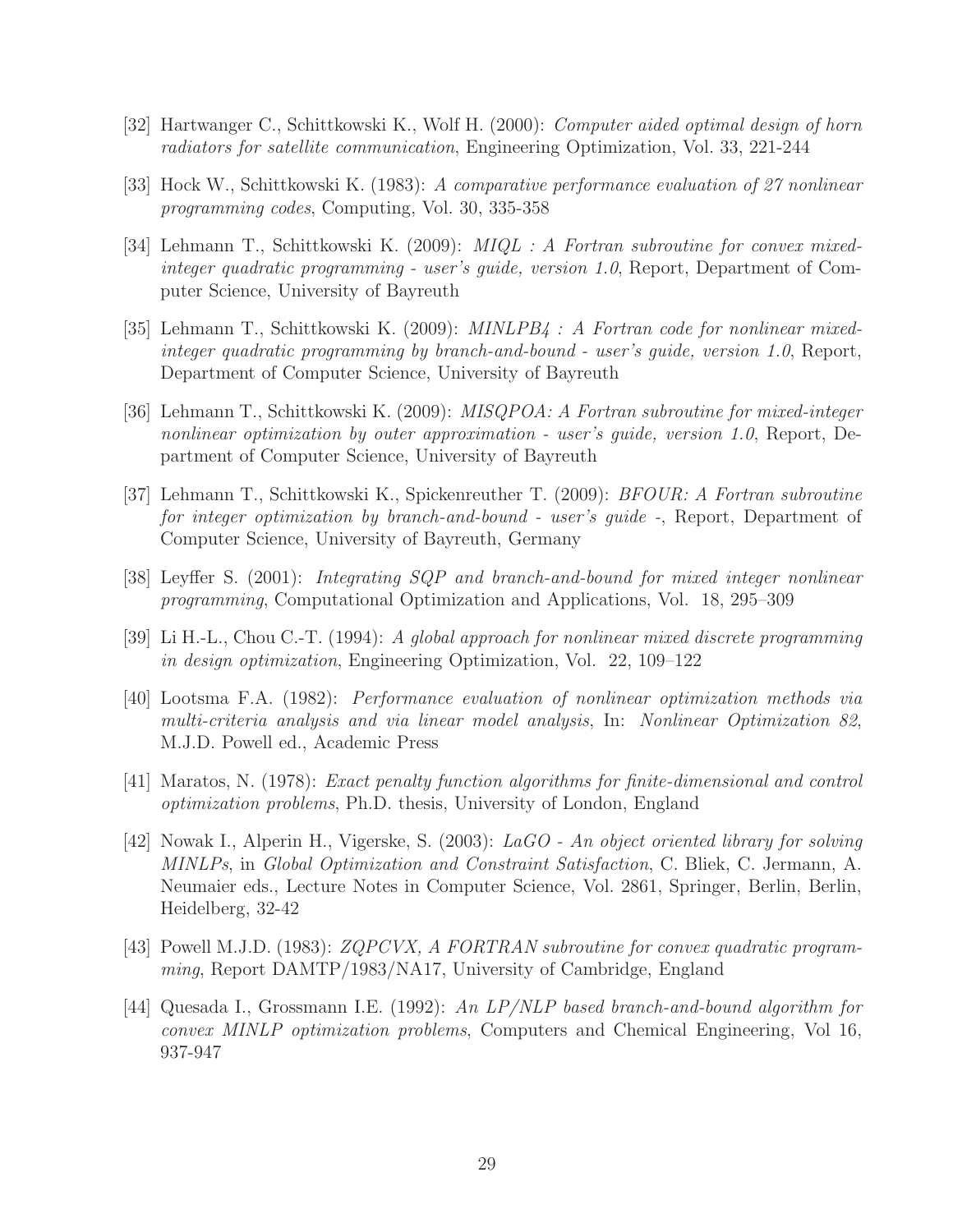[32] Hartwanger C., Schittkowski K., Wolf H. (2000): *Computer aided optimal design of horn radiators for satellite communication*, Engineering Optimization, Vol. 33, 221-244

[33] Hock W., Schittkowski K. (1983): *A comparative performance evaluation of 27 nonlinear programming codes*, Computing, Vol. 30, 335-358

[34] Lehmann T., Schittkowski K. (2009): *MIQL : A Fortran subroutine for convex mixed-integer quadratic programming - user's guide, version 1.0*, Report, Department of Computer Science, University of Bayreuth

[35] Lehmann T., Schittkowski K. (2009): *MINLPB4 : A Fortran code for nonlinear mixed-integer quadratic programming by branch-and-bound - user's guide, version 1.0*, Report, Department of Computer Science, University of Bayreuth

[36] Lehmann T., Schittkowski K. (2009): *MISQPOA: A Fortran subroutine for mixed-integer nonlinear optimization by outer approximation - user's guide, version 1.0*, Report, Department of Computer Science, University of Bayreuth

[37] Lehmann T., Schittkowski K., Spickenreuther T. (2009): *BFOUR: A Fortran subroutine for integer optimization by branch-and-bound - user's guide -*, Report, Department of Computer Science, University of Bayreuth, Germany

[38] Leyffer S. (2001): *Integrating SQP and branch-and-bound for mixed integer nonlinear programming*, Computational Optimization and Applications, Vol. 18, 295–309

[39] Li H.-L., Chou C.-T. (1994): *A global approach for nonlinear mixed discrete programming in design optimization*, Engineering Optimization, Vol. 22, 109–122

[40] Lootsma F.A. (1982): *Performance evaluation of nonlinear optimization methods via multi-criteria analysis and via linear model analysis*, In: *Nonlinear Optimization 82*, M.J.D. Powell ed., Academic Press

[41] Maratos, N. (1978): *Exact penalty function algorithms for finite-dimensional and control optimization problems*, Ph.D. thesis, University of London, England

[42] Nowak I., Alperin H., Vigerske, S. (2003): *LaGO - An object oriented library for solving MINLPs*, in *Global Optimization and Constraint Satisfaction*, C. Bliek, C. Jermann, A. Neumaier eds., Lecture Notes in Computer Science, Vol. 2861, Springer, Berlin, Berlin, Heidelberg, 32-42

[43] Powell M.J.D. (1983): *ZQPCVX, A FORTRAN subroutine for convex quadratic programming*, Report DAMTP/1983/NA17, University of Cambridge, England

[44] Quesada I., Grossmann I.E. (1992): *An LP/NLP based branch-and-bound algorithm for convex MINLP optimization problems*, Computers and Chemical Engineering, Vol 16, 937-947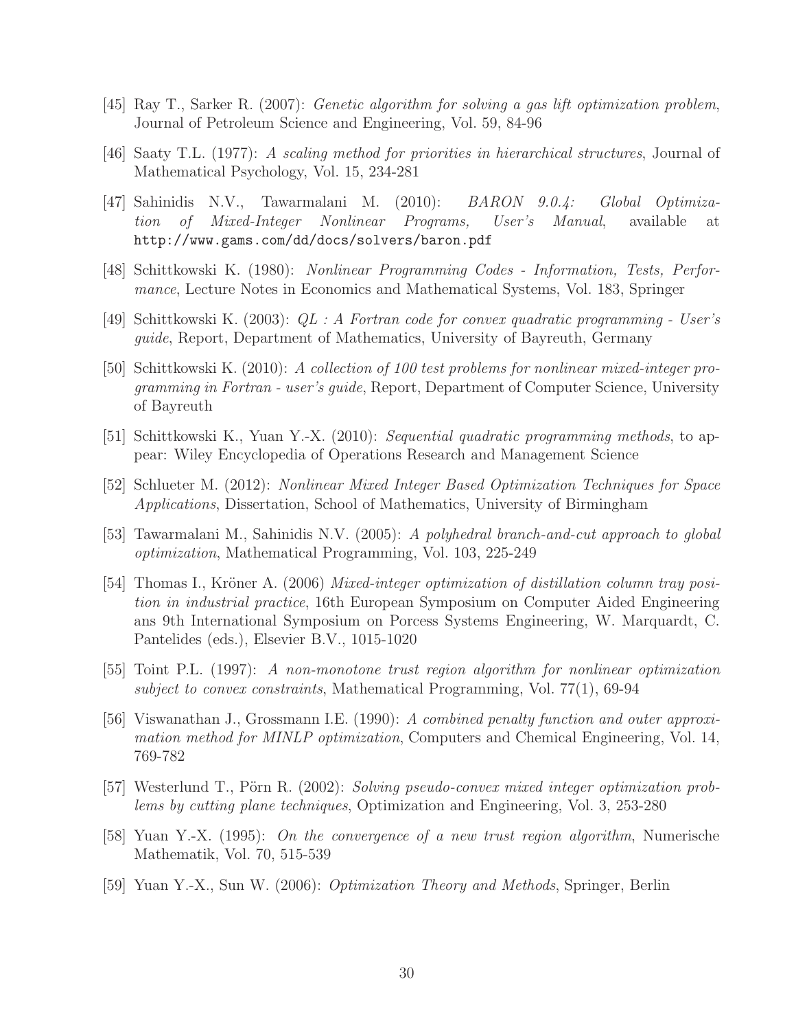[45] Ray T., Sarker R. (2007): *Genetic algorithm for solving a gas lift optimization problem*, Journal of Petroleum Science and Engineering, Vol. 59, 84-96

[46] Saaty T.L. (1977): *A scaling method for priorities in hierarchical structures*, Journal of Mathematical Psychology, Vol. 15, 234-281

[47] Sahinidis N.V., Tawarmalani M. (2010): *BARON 9.0.4: Global Optimization of Mixed-Integer Nonlinear Programs, User's Manual*, available at `http://www.gams.com/dd/docs/solvers/baron.pdf`

[48] Schittkowski K. (1980): *Nonlinear Programming Codes - Information, Tests, Performance*, Lecture Notes in Economics and Mathematical Systems, Vol. 183, Springer

[49] Schittkowski K. (2003): *QL : A Fortran code for convex quadratic programming - User's guide*, Report, Department of Mathematics, University of Bayreuth, Germany

[50] Schittkowski K. (2010): *A collection of 100 test problems for nonlinear mixed-integer programming in Fortran - user's guide*, Report, Department of Computer Science, University of Bayreuth

[51] Schittkowski K., Yuan Y.-X. (2010): *Sequential quadratic programming methods*, to appear: Wiley Encyclopedia of Operations Research and Management Science

[52] Schlueter M. (2012): *Nonlinear Mixed Integer Based Optimization Techniques for Space Applications*, Dissertation, School of Mathematics, University of Birmingham

[53] Tawarmalani M., Sahinidis N.V. (2005): *A polyhedral branch-and-cut approach to global optimization*, Mathematical Programming, Vol. 103, 225-249

[54] Thomas I., Kröner A. (2006) *Mixed-integer optimization of distillation column tray position in industrial practice*, 16th European Symposium on Computer Aided Engineering ans 9th International Symposium on Porcess Systems Engineering, W. Marquardt, C. Pantelides (eds.), Elsevier B.V., 1015-1020

[55] Toint P.L. (1997): *A non-monotone trust region algorithm for nonlinear optimization subject to convex constraints*, Mathematical Programming, Vol. 77(1), 69-94

[56] Viswanathan J., Grossmann I.E. (1990): *A combined penalty function and outer approximation method for MINLP optimization*, Computers and Chemical Engineering, Vol. 14, 769-782

[57] Westerlund T., Pörn R. (2002): *Solving pseudo-convex mixed integer optimization problems by cutting plane techniques*, Optimization and Engineering, Vol. 3, 253-280

[58] Yuan Y.-X. (1995): *On the convergence of a new trust region algorithm*, Numerische Mathematik, Vol. 70, 515-539

[59] Yuan Y.-X., Sun W. (2006): *Optimization Theory and Methods*, Springer, Berlin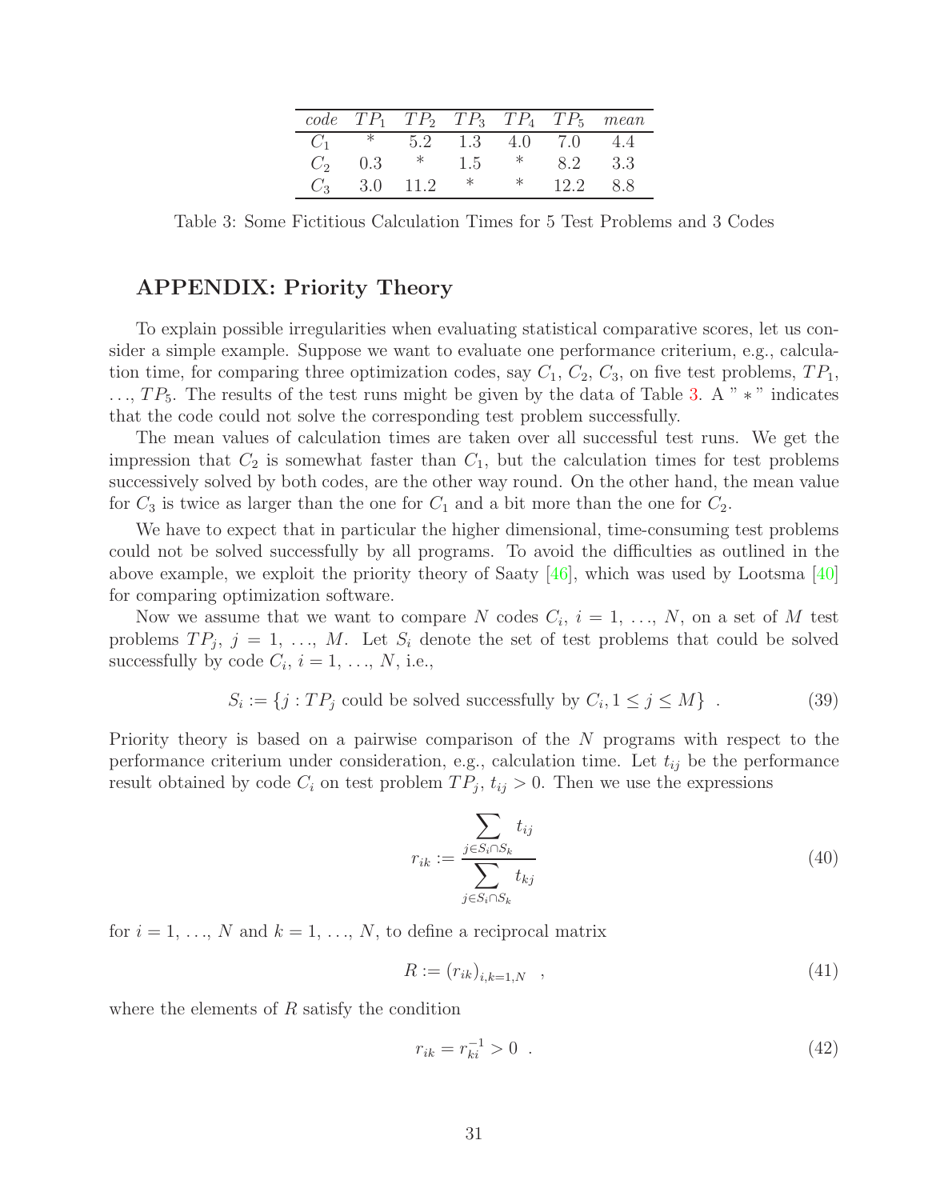| *code* | $TP_1$ | $TP_2$ | $TP_3$ | $TP_4$ | $TP_5$ | *mean* |
|---|---|---|---|---|---|---|
| $C_1$ | * | 5.2 | 1.3 | 4.0 | 7.0 | 4.4 |
| $C_2$ | 0.3 | * | 1.5 | * | 8.2 | 3.3 |
| $C_3$ | 3.0 | 11.2 | * | * | 12.2 | 8.8 |

Table 3: Some Fictitious Calculation Times for 5 Test Problems and 3 Codes

## APPENDIX: Priority Theory

To explain possible irregularities when evaluating statistical comparative scores, let us consider a simple example. Suppose we want to evaluate one performance criterium, e.g., calculation time, for comparing three optimization codes, say $C_1$, $C_2$, $C_3$, on five test problems, $TP_1$, $\ldots$, $TP_5$. The results of the test runs might be given by the data of Table 3. A " $*$ " indicates that the code could not solve the corresponding test problem successfully.

The mean values of calculation times are taken over all successful test runs. We get the impression that $C_2$ is somewhat faster than $C_1$, but the calculation times for test problems successively solved by both codes, are the other way round. On the other hand, the mean value for $C_3$ is twice as larger than the one for $C_1$ and a bit more than the one for $C_2$.

We have to expect that in particular the higher dimensional, time-consuming test problems could not be solved successfully by all programs. To avoid the difficulties as outlined in the above example, we exploit the priority theory of Saaty [46], which was used by Lootsma [40] for comparing optimization software.

Now we assume that we want to compare $N$ codes $C_i$, $i = 1, \ldots, N$, on a set of $M$ test problems $TP_j$, $j = 1, \ldots, M$. Let $S_i$ denote the set of test problems that could be solved successfully by code $C_i$, $i = 1, \ldots, N$, i.e.,

$$S_i := \{ j : TP_j \text{ could be solved successfully by } C_i, 1 \leq j \leq M \} \quad . \tag{39}$$

Priority theory is based on a pairwise comparison of the $N$ programs with respect to the performance criterium under consideration, e.g., calculation time. Let $t_{ij}$ be the performance result obtained by code $C_i$ on test problem $TP_j$, $t_{ij} > 0$. Then we use the expressions

$$r_{ik} := \frac{\displaystyle\sum_{j \in S_i \cap S_k} t_{ij}}{\displaystyle\sum_{j \in S_i \cap S_k} t_{kj}} \tag{40}$$

for $i = 1, \ldots, N$ and $k = 1, \ldots, N$, to define a reciprocal matrix

$$R := (r_{ik})_{i,k=1,N} \quad , \tag{41}$$

where the elements of $R$ satisfy the condition

$$r_{ik} = r_{ki}^{-1} > 0 \quad . \tag{42}$$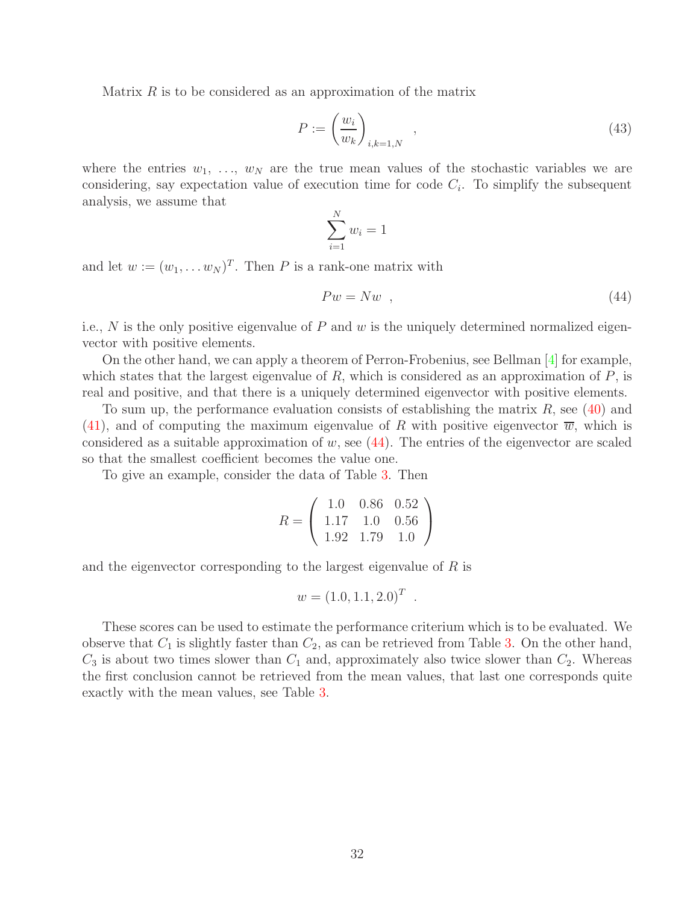Matrix $R$ is to be considered as an approximation of the matrix

$$P := \left(\frac{w_i}{w_k}\right)_{i,k=1,N} \quad , \tag{43}$$

where the entries $w_1, \ldots, w_N$ are the true mean values of the stochastic variables we are considering, say expectation value of execution time for code $C_i$. To simplify the subsequent analysis, we assume that

$$\sum_{i=1}^{N} w_i = 1$$

and let $w := (w_1, \ldots w_N)^T$. Then $P$ is a rank-one matrix with

$$Pw = Nw \quad , \tag{44}$$

i.e., $N$ is the only positive eigenvalue of $P$ and $w$ is the uniquely determined normalized eigenvector with positive elements.

On the other hand, we can apply a theorem of Perron-Frobenius, see Bellman [4] for example, which states that the largest eigenvalue of $R$, which is considered as an approximation of $P$, is real and positive, and that there is a uniquely determined eigenvector with positive elements.

To sum up, the performance evaluation consists of establishing the matrix $R$, see (40) and (41), and of computing the maximum eigenvalue of $R$ with positive eigenvector $\overline{w}$, which is considered as a suitable approximation of $w$, see (44). The entries of the eigenvector are scaled so that the smallest coefficient becomes the value one.

To give an example, consider the data of Table 3. Then

$$R = \begin{pmatrix} 1.0 & 0.86 & 0.52 \\ 1.17 & 1.0 & 0.56 \\ 1.92 & 1.79 & 1.0 \end{pmatrix}$$

and the eigenvector corresponding to the largest eigenvalue of $R$ is

$$w = (1.0, 1.1, 2.0)^T \quad .$$

These scores can be used to estimate the performance criterium which is to be evaluated. We observe that $C_1$ is slightly faster than $C_2$, as can be retrieved from Table 3. On the other hand, $C_3$ is about two times slower than $C_1$ and, approximately also twice slower than $C_2$. Whereas the first conclusion cannot be retrieved from the mean values, that last one corresponds quite exactly with the mean values, see Table 3.